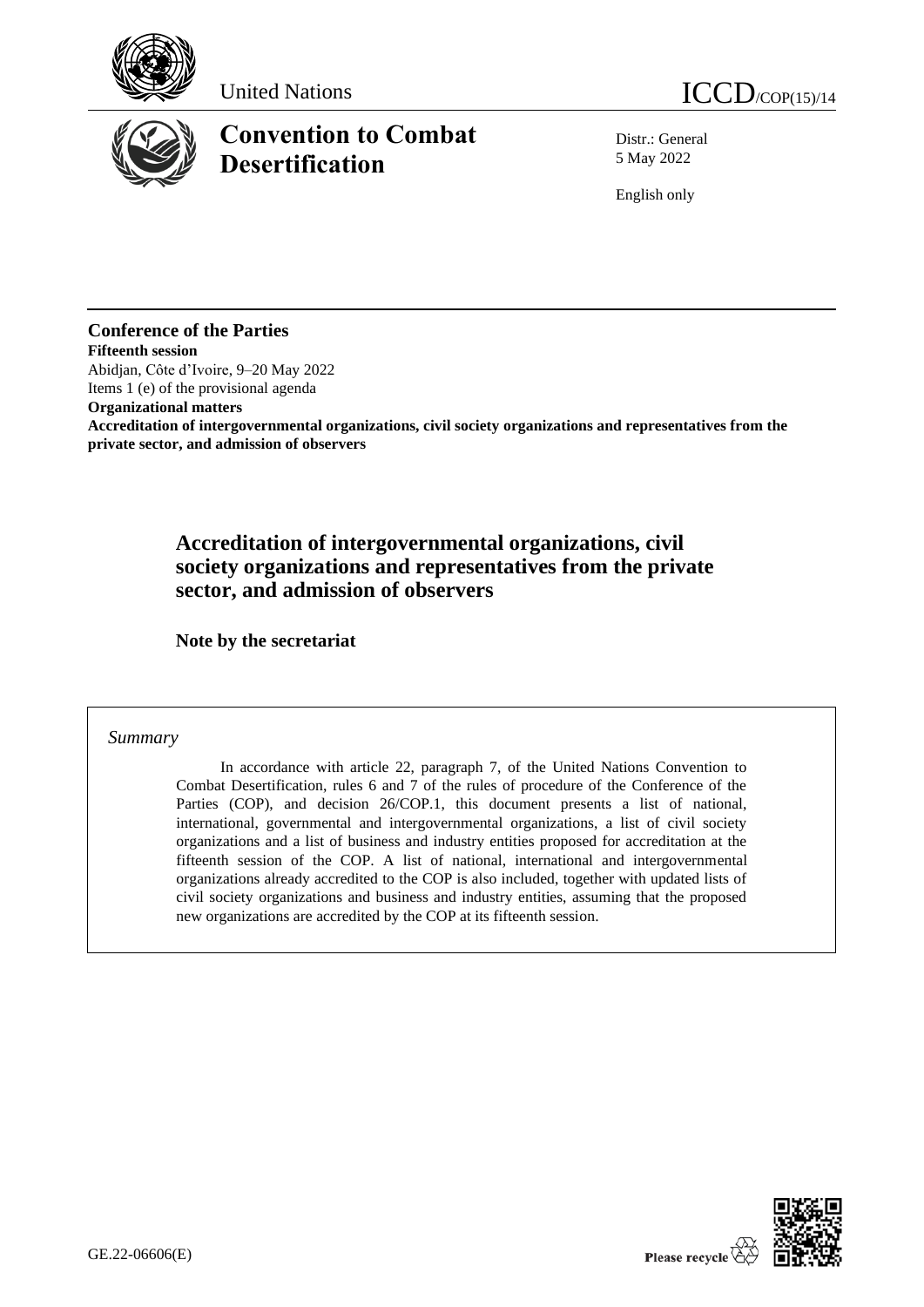United Nations

ICCD/COP(15)/14

# Convention to Combat Desertification

Distr.: General
5 May 2022

English only

**Conference of the Parties**
**Fifteenth session**
Abidjan, Côte d'Ivoire, 9–20 May 2022
Items 1 (e) of the provisional agenda
**Organizational matters**
**Accreditation of intergovernmental organizations, civil society organizations and representatives from the private sector, and admission of observers**

## Accreditation of intergovernmental organizations, civil society organizations and representatives from the private sector, and admission of observers

**Note by the secretariat**

*Summary*

In accordance with article 22, paragraph 7, of the United Nations Convention to Combat Desertification, rules 6 and 7 of the rules of procedure of the Conference of the Parties (COP), and decision 26/COP.1, this document presents a list of national, international, governmental and intergovernmental organizations, a list of civil society organizations and a list of business and industry entities proposed for accreditation at the fifteenth session of the COP. A list of national, international and intergovernmental organizations already accredited to the COP is also included, together with updated lists of civil society organizations and business and industry entities, assuming that the proposed new organizations are accredited by the COP at its fifteenth session.

GE.22-06606(E)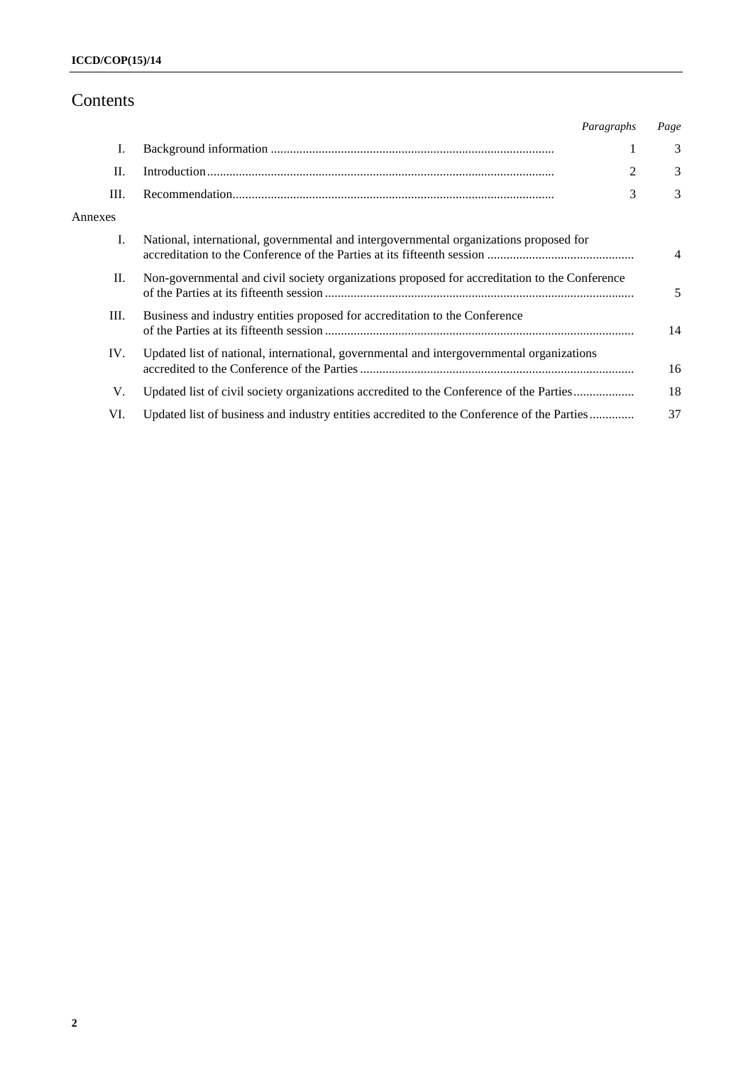# Contents

| | | *Paragraphs* | *Page* |
|---|---|---|---|
| I. | Background information | 1 | 3 |
| II. | Introduction | 2 | 3 |
| III. | Recommendation | 3 | 3 |
| Annexes | | | |
| I. | National, international, governmental and intergovernmental organizations proposed for accreditation to the Conference of the Parties at its fifteenth session | | 4 |
| II. | Non-governmental and civil society organizations proposed for accreditation to the Conference of the Parties at its fifteenth session | | 5 |
| III. | Business and industry entities proposed for accreditation to the Conference of the Parties at its fifteenth session | | 14 |
| IV. | Updated list of national, international, governmental and intergovernmental organizations accredited to the Conference of the Parties | | 16 |
| V. | Updated list of civil society organizations accredited to the Conference of the Parties | | 18 |
| VI. | Updated list of business and industry entities accredited to the Conference of the Parties | | 37 |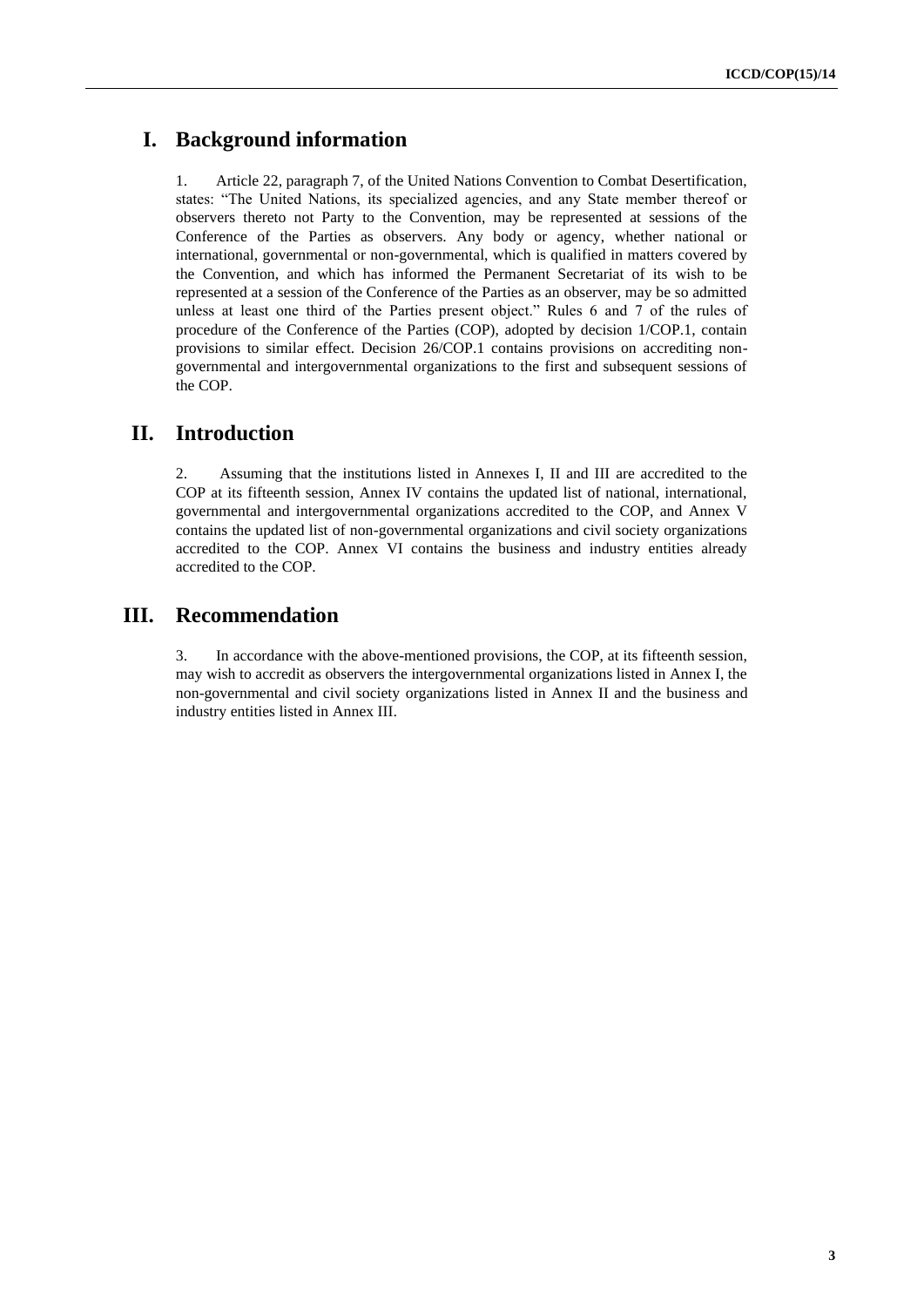## I. Background information

1. Article 22, paragraph 7, of the United Nations Convention to Combat Desertification, states: "The United Nations, its specialized agencies, and any State member thereof or observers thereto not Party to the Convention, may be represented at sessions of the Conference of the Parties as observers. Any body or agency, whether national or international, governmental or non-governmental, which is qualified in matters covered by the Convention, and which has informed the Permanent Secretariat of its wish to be represented at a session of the Conference of the Parties as an observer, may be so admitted unless at least one third of the Parties present object." Rules 6 and 7 of the rules of procedure of the Conference of the Parties (COP), adopted by decision 1/COP.1, contain provisions to similar effect. Decision 26/COP.1 contains provisions on accrediting non-governmental and intergovernmental organizations to the first and subsequent sessions of the COP.

## II. Introduction

2. Assuming that the institutions listed in Annexes I, II and III are accredited to the COP at its fifteenth session, Annex IV contains the updated list of national, international, governmental and intergovernmental organizations accredited to the COP, and Annex V contains the updated list of non-governmental organizations and civil society organizations accredited to the COP. Annex VI contains the business and industry entities already accredited to the COP.

## III. Recommendation

3. In accordance with the above-mentioned provisions, the COP, at its fifteenth session, may wish to accredit as observers the intergovernmental organizations listed in Annex I, the non-governmental and civil society organizations listed in Annex II and the business and industry entities listed in Annex III.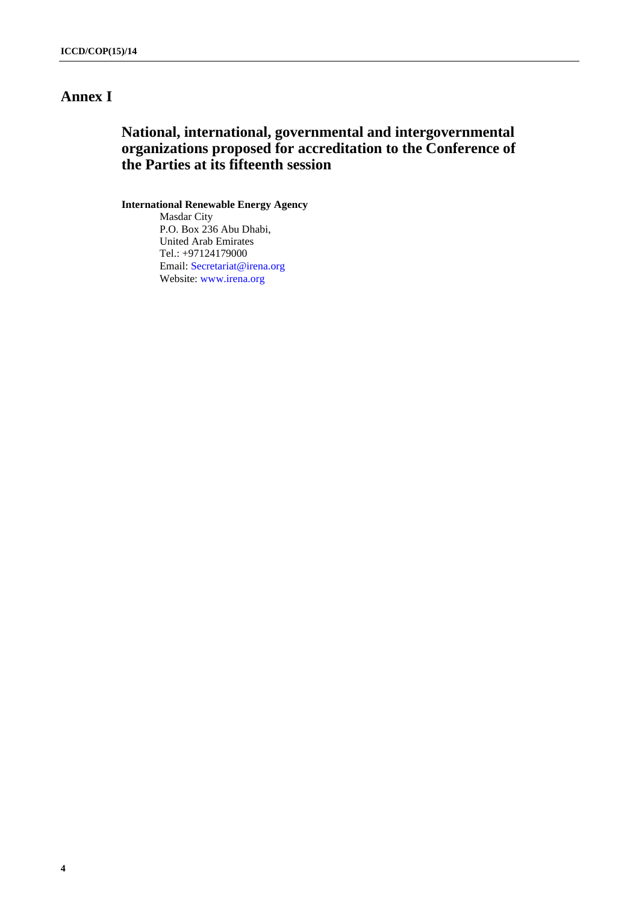# Annex I

## National, international, governmental and intergovernmental organizations proposed for accreditation to the Conference of the Parties at its fifteenth session

**International Renewable Energy Agency**

Masdar City
P.O. Box 236 Abu Dhabi,
United Arab Emirates
Tel.: +97124179000
Email: Secretariat@irena.org
Website: www.irena.org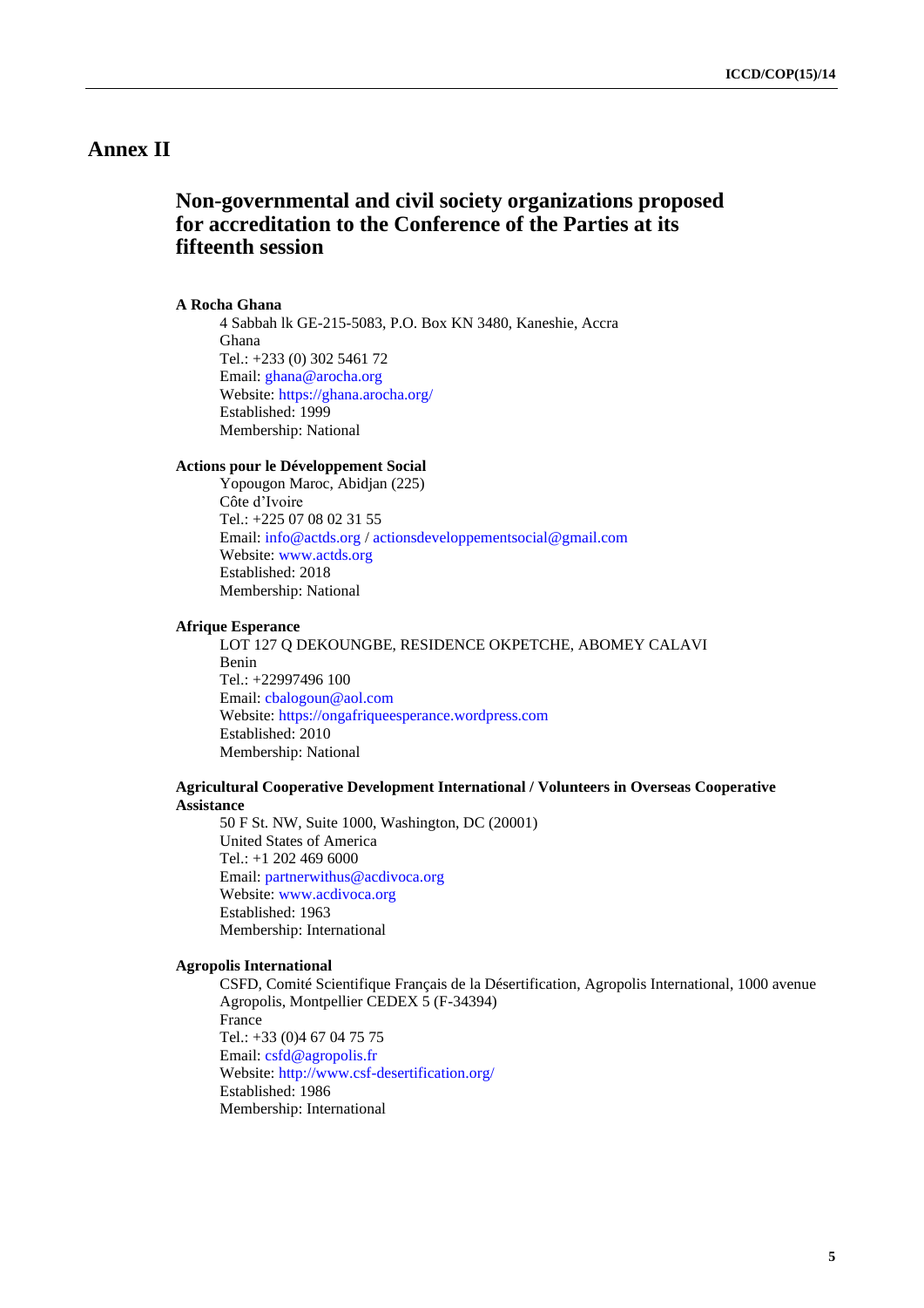# Annex II

## Non-governmental and civil society organizations proposed for accreditation to the Conference of the Parties at its fifteenth session

**A Rocha Ghana**

4 Sabbah lk GE-215-5083, P.O. Box KN 3480, Kaneshie, Accra
Ghana
Tel.: +233 (0) 302 5461 72
Email: ghana@arocha.org
Website: https://ghana.arocha.org/
Established: 1999
Membership: National

**Actions pour le Développement Social**

Yopougon Maroc, Abidjan (225)
Côte d'Ivoire
Tel.: +225 07 08 02 31 55
Email: info@actds.org / actionsdeveloppementsocial@gmail.com
Website: www.actds.org
Established: 2018
Membership: National

**Afrique Esperance**

LOT 127 Q DEKOUNGBE, RESIDENCE OKPETCHE, ABOMEY CALAVI
Benin
Tel.: +22997496 100
Email: cbalogoun@aol.com
Website: https://ongafriqueesperance.wordpress.com
Established: 2010
Membership: National

**Agricultural Cooperative Development International / Volunteers in Overseas Cooperative Assistance**

50 F St. NW, Suite 1000, Washington, DC (20001)
United States of America
Tel.: +1 202 469 6000
Email: partnerwithus@acdivoca.org
Website: www.acdivoca.org
Established: 1963
Membership: International

**Agropolis International**

CSFD, Comité Scientifique Français de la Désertification, Agropolis International, 1000 avenue Agropolis, Montpellier CEDEX 5 (F-34394)
France
Tel.: +33 (0)4 67 04 75 75
Email: csfd@agropolis.fr
Website: http://www.csf-desertification.org/
Established: 1986
Membership: International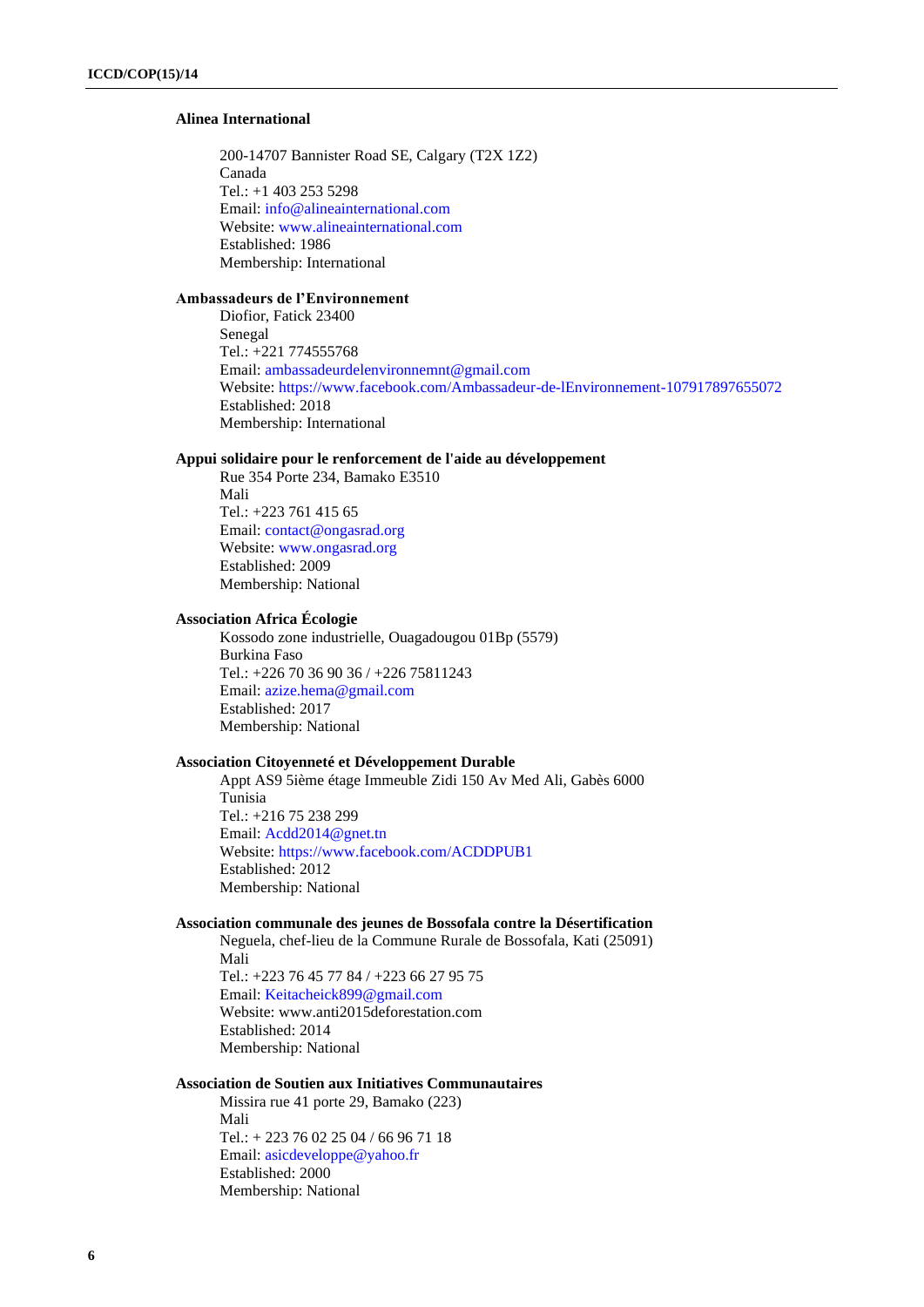**Alinea International**

200-14707 Bannister Road SE, Calgary (T2X 1Z2)
Canada
Tel.: +1 403 253 5298
Email: info@alineainternational.com
Website: www.alineainternational.com
Established: 1986
Membership: International

**Ambassadeurs de l'Environnement**

Diofior, Fatick 23400
Senegal
Tel.: +221 774555768
Email: ambassadeurdelenvironnemnt@gmail.com
Website: https://www.facebook.com/Ambassadeur-de-lEnvironnement-107917897655072
Established: 2018
Membership: International

**Appui solidaire pour le renforcement de l'aide au développement**

Rue 354 Porte 234, Bamako E3510
Mali
Tel.: +223 761 415 65
Email: contact@ongasrad.org
Website: www.ongasrad.org
Established: 2009
Membership: National

**Association Africa Écologie**

Kossodo zone industrielle, Ouagadougou 01Bp (5579)
Burkina Faso
Tel.: +226 70 36 90 36 / +226 75811243
Email: azize.hema@gmail.com
Established: 2017
Membership: National

**Association Citoyenneté et Développement Durable**

Appt AS9 5ième étage Immeuble Zidi 150 Av Med Ali, Gabès 6000
Tunisia
Tel.: +216 75 238 299
Email: Acdd2014@gnet.tn
Website: https://www.facebook.com/ACDDPUB1
Established: 2012
Membership: National

**Association communale des jeunes de Bossofala contre la Désertification**

Neguela, chef-lieu de la Commune Rurale de Bossofala, Kati (25091)
Mali
Tel.: +223 76 45 77 84 / +223 66 27 95 75
Email: Keitacheick899@gmail.com
Website: www.anti2015deforestation.com
Established: 2014
Membership: National

**Association de Soutien aux Initiatives Communautaires**

Missira rue 41 porte 29, Bamako (223)
Mali
Tel.: + 223 76 02 25 04 / 66 96 71 18
Email: asicdeveloppe@yahoo.fr
Established: 2000
Membership: National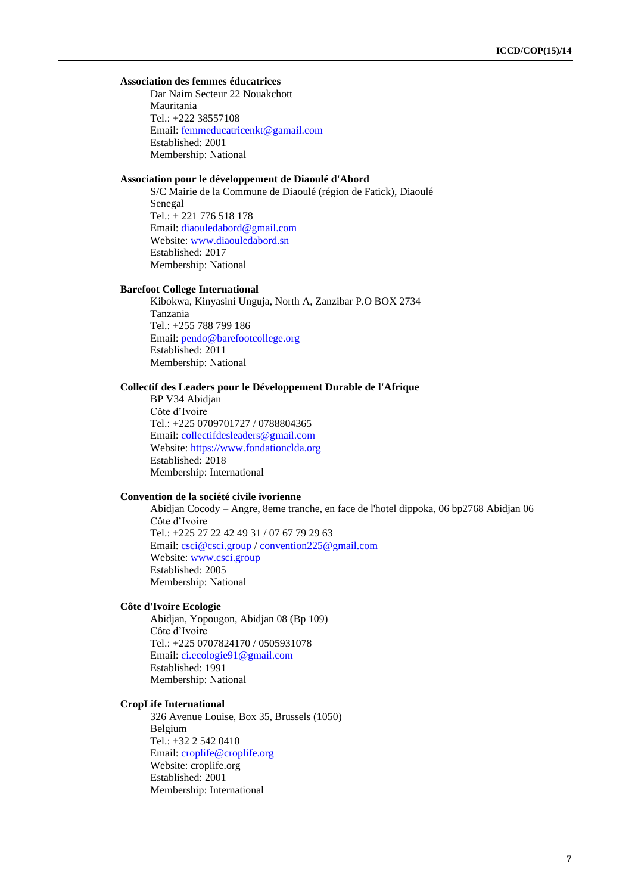**Association des femmes éducatrices**

Dar Naim Secteur 22 Nouakchott
Mauritania
Tel.: +222 38557108
Email: femmeducatricenkt@gamail.com
Established: 2001
Membership: National

**Association pour le développement de Diaoulé d'Abord**

S/C Mairie de la Commune de Diaoulé (région de Fatick), Diaoulé
Senegal
Tel.: + 221 776 518 178
Email: diaouledabord@gmail.com
Website: www.diaouledabord.sn
Established: 2017
Membership: National

**Barefoot College International**

Kibokwa, Kinyasini Unguja, North A, Zanzibar P.O BOX 2734
Tanzania
Tel.: +255 788 799 186
Email: pendo@barefootcollege.org
Established: 2011
Membership: National

**Collectif des Leaders pour le Développement Durable de l'Afrique**

BP V34 Abidjan
Côte d'Ivoire
Tel.: +225 0709701727 / 0788804365
Email: collectifdesleaders@gmail.com
Website: https://www.fondationclda.org
Established: 2018
Membership: International

**Convention de la société civile ivorienne**

Abidjan Cocody – Angre, 8eme tranche, en face de l'hotel dippoka, 06 bp2768 Abidjan 06
Côte d'Ivoire
Tel.: +225 27 22 42 49 31 / 07 67 79 29 63
Email: csci@csci.group / convention225@gmail.com
Website: www.csci.group
Established: 2005
Membership: National

**Côte d'Ivoire Ecologie**

Abidjan, Yopougon, Abidjan 08 (Bp 109)
Côte d'Ivoire
Tel.: +225 0707824170 / 0505931078
Email: ci.ecologie91@gmail.com
Established: 1991
Membership: National

**CropLife International**

326 Avenue Louise, Box 35, Brussels (1050)
Belgium
Tel.: +32 2 542 0410
Email: croplife@croplife.org
Website: croplife.org
Established: 2001
Membership: International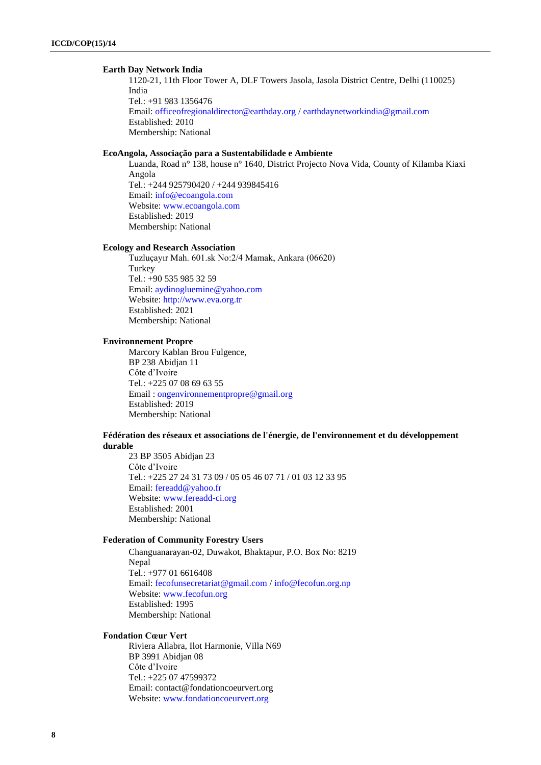**Earth Day Network India**

1120-21, 11th Floor Tower A, DLF Towers Jasola, Jasola District Centre, Delhi (110025)
India
Tel.: +91 983 1356476
Email: officeofregionaldirector@earthday.org / earthdaynetworkindia@gmail.com
Established: 2010
Membership: National

**EcoAngola, Associação para a Sustentabilidade e Ambiente**

Luanda, Road n° 138, house n° 1640, District Projecto Nova Vida, County of Kilamba Kiaxi
Angola
Tel.: +244 925790420 / +244 939845416
Email: info@ecoangola.com
Website: www.ecoangola.com
Established: 2019
Membership: National

**Ecology and Research Association**

Tuzluçayır Mah. 601.sk No:2/4 Mamak, Ankara (06620)
Turkey
Tel.: +90 535 985 32 59
Email: aydinogluemine@yahoo.com
Website: http://www.eva.org.tr
Established: 2021
Membership: National

**Environnement Propre**

Marcory Kablan Brou Fulgence,
BP 238 Abidjan 11
Côte d'Ivoire
Tel.: +225 07 08 69 63 55
Email : ongenvironnementpropre@gmail.org
Established: 2019
Membership: National

**Fédération des réseaux et associations de l'énergie, de l'environnement et du développement durable**

23 BP 3505 Abidjan 23
Côte d'Ivoire
Tel.: +225 27 24 31 73 09 / 05 05 46 07 71 / 01 03 12 33 95
Email: fereadd@yahoo.fr
Website: www.fereadd-ci.org
Established: 2001
Membership: National

**Federation of Community Forestry Users**

Changuanarayan-02, Duwakot, Bhaktapur, P.O. Box No: 8219
Nepal
Tel.: +977 01 6616408
Email: fecofunsecretariat@gmail.com / info@fecofun.org.np
Website: www.fecofun.org
Established: 1995
Membership: National

**Fondation Cœur Vert**

Riviera Allabra, Ilot Harmonie, Villa N69
BP 3991 Abidjan 08
Côte d'Ivoire
Tel.: +225 07 47599372
Email: contact@fondationcoeurvert.org
Website: www.fondationcoeurvert.org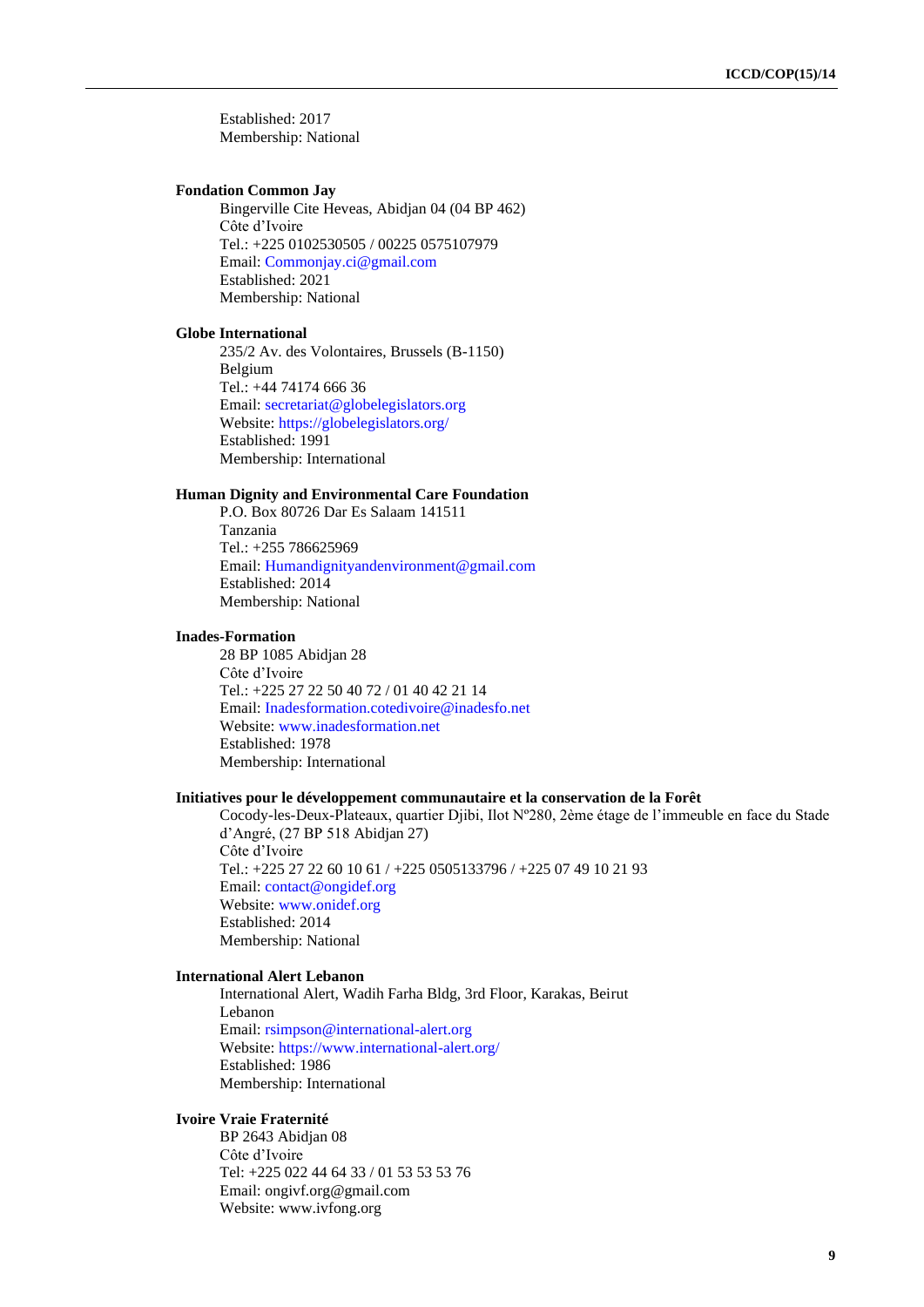Established: 2017
Membership: National

**Fondation Common Jay**

Bingerville Cite Heveas, Abidjan 04 (04 BP 462)
Côte d'Ivoire
Tel.: +225 0102530505 / 00225 0575107979
Email: Commonjay.ci@gmail.com
Established: 2021
Membership: National

**Globe International**

235/2 Av. des Volontaires, Brussels (B-1150)
Belgium
Tel.: +44 74174 666 36
Email: secretariat@globelegislators.org
Website: https://globelegislators.org/
Established: 1991
Membership: International

**Human Dignity and Environmental Care Foundation**

P.O. Box 80726 Dar Es Salaam 141511
Tanzania
Tel.: +255 786625969
Email: Humandignityandenvironment@gmail.com
Established: 2014
Membership: National

**Inades-Formation**

28 BP 1085 Abidjan 28
Côte d'Ivoire
Tel.: +225 27 22 50 40 72 / 01 40 42 21 14
Email: Inadesformation.cotedivoire@inadesfo.net
Website: www.inadesformation.net
Established: 1978
Membership: International

**Initiatives pour le développement communautaire et la conservation de la Forêt**

Cocody-les-Deux-Plateaux, quartier Djibi, Ilot Nº280, 2ème étage de l'immeuble en face du Stade d'Angré, (27 BP 518 Abidjan 27)
Côte d'Ivoire
Tel.: +225 27 22 60 10 61 / +225 0505133796 / +225 07 49 10 21 93
Email: contact@ongidef.org
Website: www.onidef.org
Established: 2014
Membership: National

**International Alert Lebanon**

International Alert, Wadih Farha Bldg, 3rd Floor, Karakas, Beirut
Lebanon
Email: rsimpson@international-alert.org
Website: https://www.international-alert.org/
Established: 1986
Membership: International

**Ivoire Vraie Fraternité**

BP 2643 Abidjan 08
Côte d'Ivoire
Tel: +225 022 44 64 33 / 01 53 53 53 76
Email: ongivf.org@gmail.com
Website: www.ivfong.org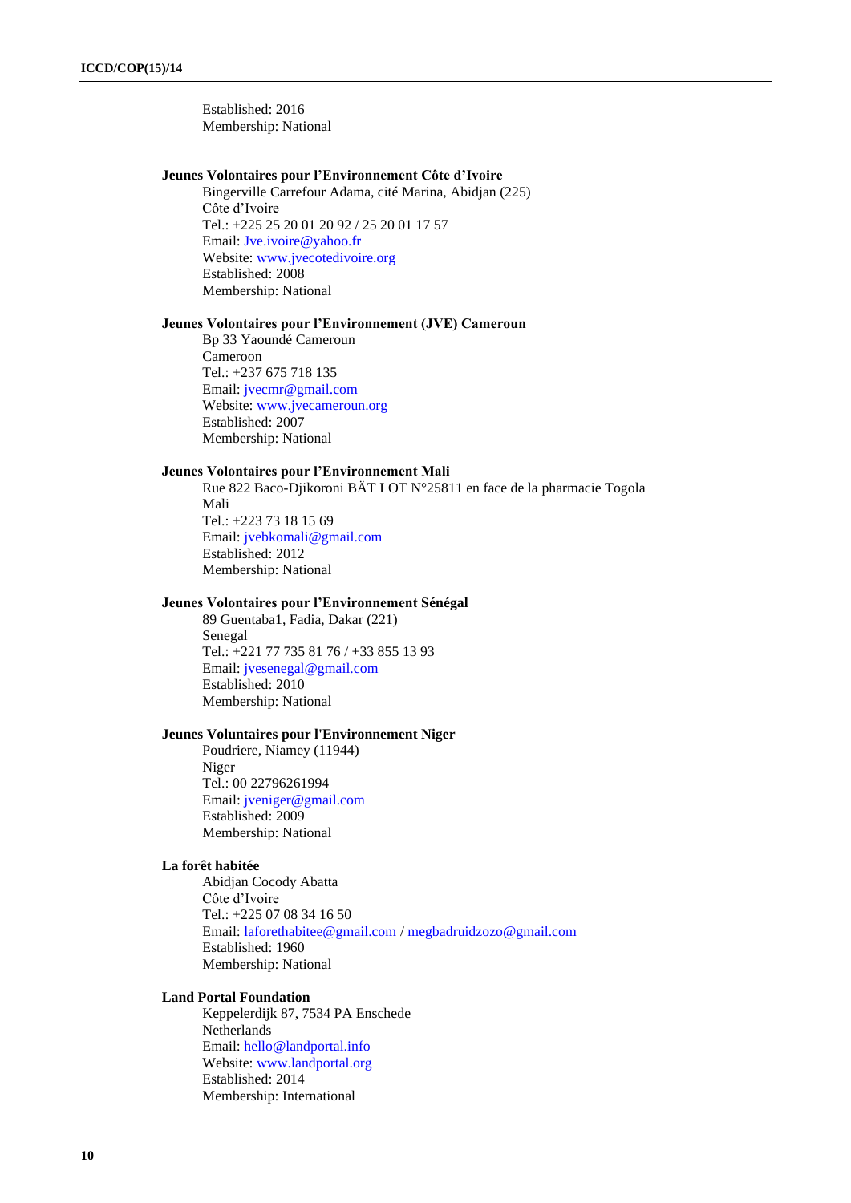Established: 2016
Membership: National

**Jeunes Volontaires pour l'Environnement Côte d'Ivoire**

Bingerville Carrefour Adama, cité Marina, Abidjan (225)
Côte d'Ivoire
Tel.: +225 25 20 01 20 92 / 25 20 01 17 57
Email: Jve.ivoire@yahoo.fr
Website: www.jvecotedivoire.org
Established: 2008
Membership: National

**Jeunes Volontaires pour l'Environnement (JVE) Cameroun**

Bp 33 Yaoundé Cameroun
Cameroon
Tel.: +237 675 718 135
Email: jvecmr@gmail.com
Website: www.jvecameroun.org
Established: 2007
Membership: National

**Jeunes Volontaires pour l'Environnement Mali**

Rue 822 Baco-Djikoroni BÄT LOT N°25811 en face de la pharmacie Togola
Mali
Tel.: +223 73 18 15 69
Email: jvebkomali@gmail.com
Established: 2012
Membership: National

**Jeunes Volontaires pour l'Environnement Sénégal**

89 Guentaba1, Fadia, Dakar (221)
Senegal
Tel.: +221 77 735 81 76 / +33 855 13 93
Email: jvesenegal@gmail.com
Established: 2010
Membership: National

**Jeunes Voluntaires pour l'Environnement Niger**

Poudriere, Niamey (11944)
Niger
Tel.: 00 22796261994
Email: jveniger@gmail.com
Established: 2009
Membership: National

**La forêt habitée**

Abidjan Cocody Abatta
Côte d'Ivoire
Tel.: +225 07 08 34 16 50
Email: laforethabitee@gmail.com / megbadruidzozo@gmail.com
Established: 1960
Membership: National

**Land Portal Foundation**

Keppelerdijk 87, 7534 PA Enschede
Netherlands
Email: hello@landportal.info
Website: www.landportal.org
Established: 2014
Membership: International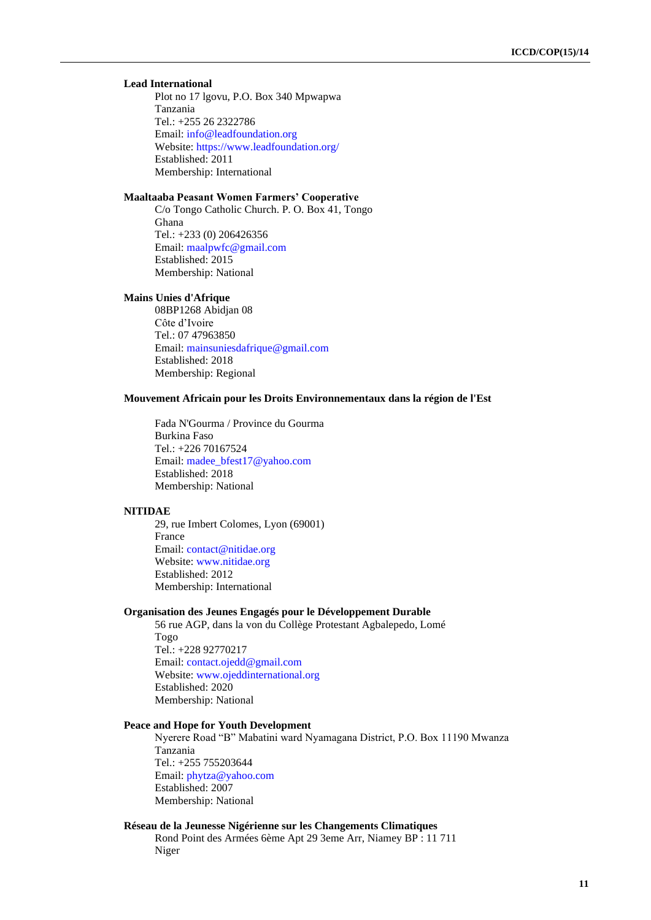**Lead International**

Plot no 17 lgovu, P.O. Box 340 Mpwapwa
Tanzania
Tel.: +255 26 2322786
Email: info@leadfoundation.org
Website: https://www.leadfoundation.org/
Established: 2011
Membership: International

**Maaltaaba Peasant Women Farmers' Cooperative**

C/o Tongo Catholic Church. P. O. Box 41, Tongo
Ghana
Tel.: +233 (0) 206426356
Email: maalpwfc@gmail.com
Established: 2015
Membership: National

**Mains Unies d'Afrique**

08BP1268 Abidjan 08
Côte d'Ivoire
Tel.: 07 47963850
Email: mainsuniesdafrique@gmail.com
Established: 2018
Membership: Regional

**Mouvement Africain pour les Droits Environnementaux dans la région de l'Est**

Fada N'Gourma / Province du Gourma
Burkina Faso
Tel.: +226 70167524
Email: madee_bfest17@yahoo.com
Established: 2018
Membership: National

**NITIDAE**

29, rue Imbert Colomes, Lyon (69001)
France
Email: contact@nitidae.org
Website: www.nitidae.org
Established: 2012
Membership: International

**Organisation des Jeunes Engagés pour le Développement Durable**

56 rue AGP, dans la von du Collège Protestant Agbalepedo, Lomé
Togo
Tel.: +228 92770217
Email: contact.ojedd@gmail.com
Website: www.ojeddinternational.org
Established: 2020
Membership: National

**Peace and Hope for Youth Development**

Nyerere Road "B" Mabatini ward Nyamagana District, P.O. Box 11190 Mwanza
Tanzania
Tel.: +255 755203644
Email: phytza@yahoo.com
Established: 2007
Membership: National

**Réseau de la Jeunesse Nigérienne sur les Changements Climatiques**

Rond Point des Armées 6ème Apt 29 3eme Arr, Niamey BP : 11 711
Niger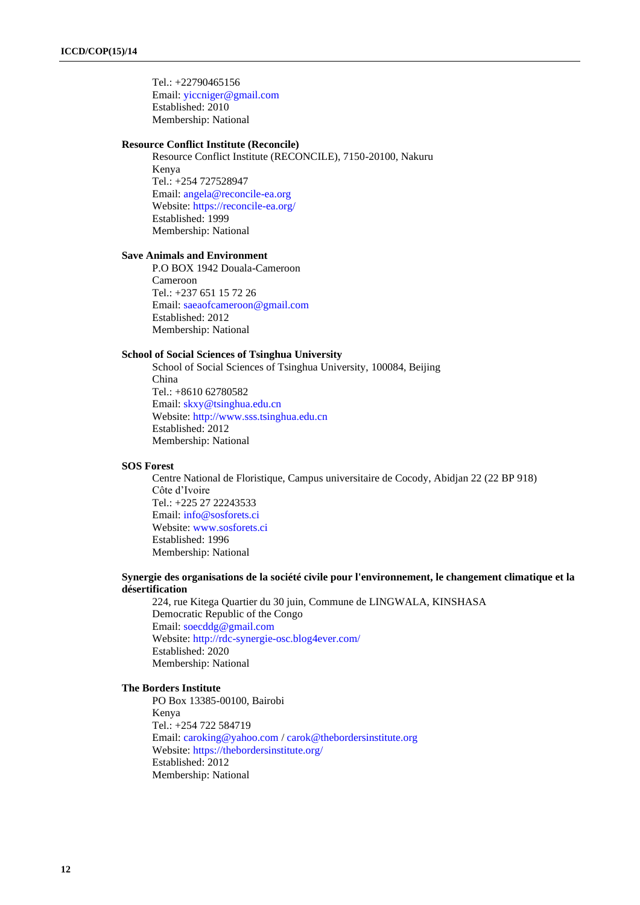Tel.: +22790465156
Email: yiccniger@gmail.com
Established: 2010
Membership: National

**Resource Conflict Institute (Reconcile)**

Resource Conflict Institute (RECONCILE), 7150-20100, Nakuru
Kenya
Tel.: +254 727528947
Email: angela@reconcile-ea.org
Website: https://reconcile-ea.org/
Established: 1999
Membership: National

**Save Animals and Environment**

P.O BOX 1942 Douala-Cameroon
Cameroon
Tel.: +237 651 15 72 26
Email: saeaofcameroon@gmail.com
Established: 2012
Membership: National

**School of Social Sciences of Tsinghua University**

School of Social Sciences of Tsinghua University, 100084, Beijing
China
Tel.: +8610 62780582
Email: skxy@tsinghua.edu.cn
Website: http://www.sss.tsinghua.edu.cn
Established: 2012
Membership: National

**SOS Forest**

Centre National de Floristique, Campus universitaire de Cocody, Abidjan 22 (22 BP 918)
Côte d'Ivoire
Tel.: +225 27 22243533
Email: info@sosforets.ci
Website: www.sosforets.ci
Established: 1996
Membership: National

**Synergie des organisations de la société civile pour l'environnement, le changement climatique et la désertification**

224, rue Kitega Quartier du 30 juin, Commune de LINGWALA, KINSHASA
Democratic Republic of the Congo
Email: soecddg@gmail.com
Website: http://rdc-synergie-osc.blog4ever.com/
Established: 2020
Membership: National

**The Borders Institute**

PO Box 13385-00100, Bairobi
Kenya
Tel.: +254 722 584719
Email: caroking@yahoo.com / carok@thebordersinstitute.org
Website: https://thebordersinstitute.org/
Established: 2012
Membership: National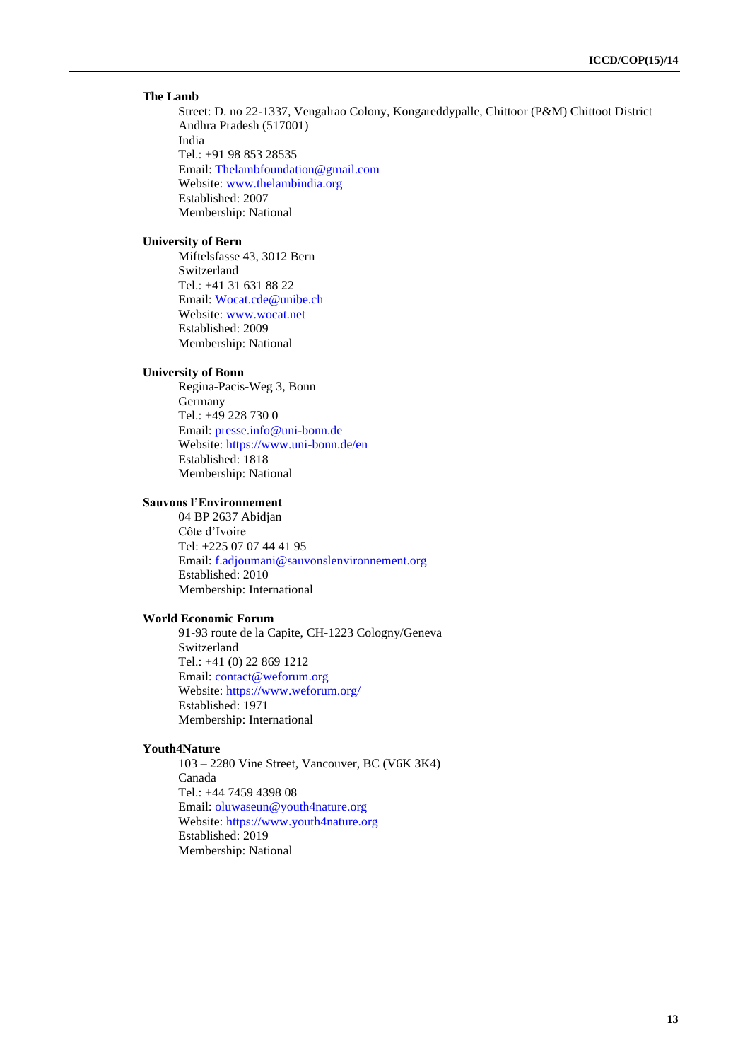**The Lamb**

Street: D. no 22-1337, Vengalrao Colony, Kongareddypalle, Chittoor (P&M) Chittoot District Andhra Pradesh (517001)
India
Tel.: +91 98 853 28535
Email: Thelambfoundation@gmail.com
Website: www.thelambindia.org
Established: 2007
Membership: National

**University of Bern**

Miftelsfasse 43, 3012 Bern
Switzerland
Tel.: +41 31 631 88 22
Email: Wocat.cde@unibe.ch
Website: www.wocat.net
Established: 2009
Membership: National

**University of Bonn**

Regina-Pacis-Weg 3, Bonn
Germany
Tel.: +49 228 730 0
Email: presse.info@uni-bonn.de
Website: https://www.uni-bonn.de/en
Established: 1818
Membership: National

**Sauvons l'Environnement**

04 BP 2637 Abidjan
Côte d'Ivoire
Tel: +225 07 07 44 41 95
Email: f.adjoumani@sauvonslenvironnement.org
Established: 2010
Membership: International

**World Economic Forum**

91-93 route de la Capite, CH-1223 Cologny/Geneva
Switzerland
Tel.: +41 (0) 22 869 1212
Email: contact@weforum.org
Website: https://www.weforum.org/
Established: 1971
Membership: International

**Youth4Nature**

103 – 2280 Vine Street, Vancouver, BC (V6K 3K4)
Canada
Tel.: +44 7459 4398 08
Email: oluwaseun@youth4nature.org
Website: https://www.youth4nature.org
Established: 2019
Membership: National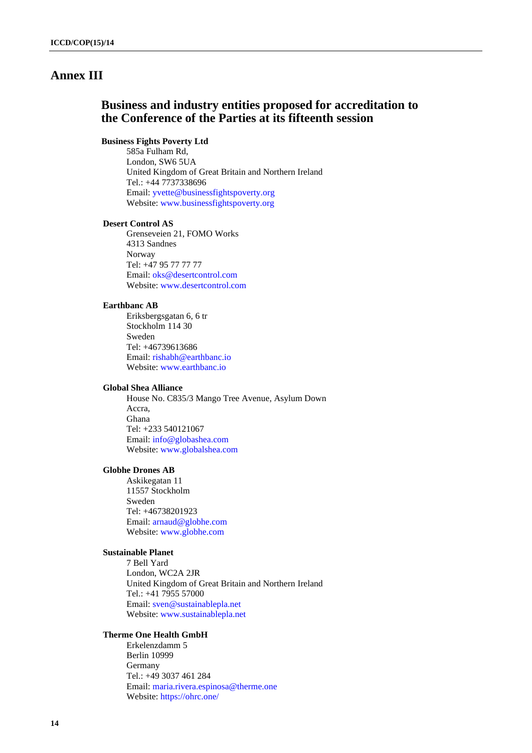# Annex III

## Business and industry entities proposed for accreditation to the Conference of the Parties at its fifteenth session

**Business Fights Poverty Ltd**
585a Fulham Rd,
London, SW6 5UA
United Kingdom of Great Britain and Northern Ireland
Tel.: +44 7737338696
Email: yvette@businessfightspoverty.org
Website: www.businessfightspoverty.org

**Desert Control AS**
Grenseveien 21, FOMO Works
4313 Sandnes
Norway
Tel: +47 95 77 77 77
Email: oks@desertcontrol.com
Website: www.desertcontrol.com

**Earthbanc AB**
Eriksbergsgatan 6, 6 tr
Stockholm 114 30
Sweden
Tel: +46739613686
Email: rishabh@earthbanc.io
Website: www.earthbanc.io

**Global Shea Alliance**
House No. C835/3 Mango Tree Avenue, Asylum Down
Accra,
Ghana
Tel: +233 540121067
Email: info@globashea.com
Website: www.globalshea.com

**Globhe Drones AB**
Askikegatan 11
11557 Stockholm
Sweden
Tel: +46738201923
Email: arnaud@globhe.com
Website: www.globhe.com

**Sustainable Planet**
7 Bell Yard
London, WC2A 2JR
United Kingdom of Great Britain and Northern Ireland
Tel.: +41 7955 57000
Email: sven@sustainablepla.net
Website: www.sustainablepla.net

**Therme One Health GmbH**
Erkelenzdamm 5
Berlin 10999
Germany
Tel.: +49 3037 461 284
Email: maria.rivera.espinosa@therme.one
Website: https://ohrc.one/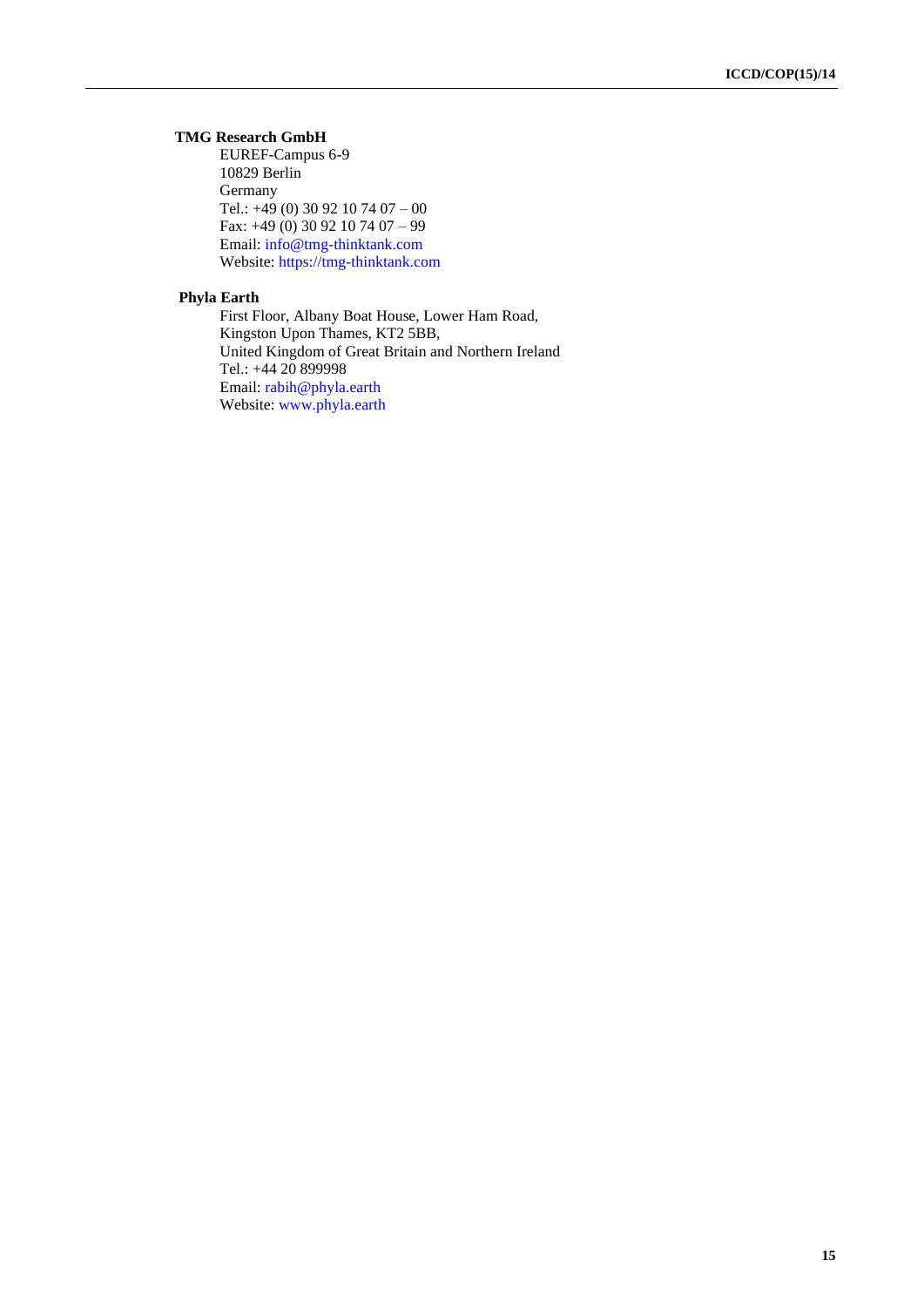**TMG Research GmbH**

EUREF-Campus 6-9
10829 Berlin
Germany
Tel.: +49 (0) 30 92 10 74 07 – 00
Fax: +49 (0) 30 92 10 74 07 – 99
Email: info@tmg-thinktank.com
Website: https://tmg-thinktank.com

**Phyla Earth**

First Floor, Albany Boat House, Lower Ham Road,
Kingston Upon Thames, KT2 5BB,
United Kingdom of Great Britain and Northern Ireland
Tel.: +44 20 899998
Email: rabih@phyla.earth
Website: www.phyla.earth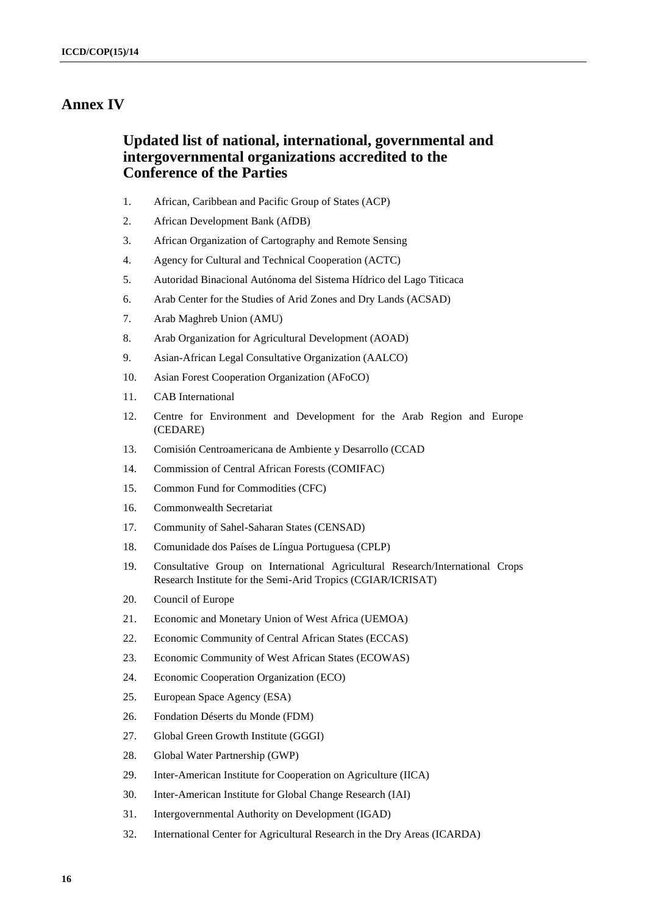# Annex IV

## Updated list of national, international, governmental and intergovernmental organizations accredited to the Conference of the Parties

1. African, Caribbean and Pacific Group of States (ACP)
2. African Development Bank (AfDB)
3. African Organization of Cartography and Remote Sensing
4. Agency for Cultural and Technical Cooperation (ACTC)
5. Autoridad Binacional Autónoma del Sistema Hídrico del Lago Titicaca
6. Arab Center for the Studies of Arid Zones and Dry Lands (ACSAD)
7. Arab Maghreb Union (AMU)
8. Arab Organization for Agricultural Development (AOAD)
9. Asian-African Legal Consultative Organization (AALCO)
10. Asian Forest Cooperation Organization (AFoCO)
11. CAB International
12. Centre for Environment and Development for the Arab Region and Europe (CEDARE)
13. Comisión Centroamericana de Ambiente y Desarrollo (CCAD
14. Commission of Central African Forests (COMIFAC)
15. Common Fund for Commodities (CFC)
16. Commonwealth Secretariat
17. Community of Sahel-Saharan States (CENSAD)
18. Comunidade dos Países de Língua Portuguesa (CPLP)
19. Consultative Group on International Agricultural Research/International Crops Research Institute for the Semi-Arid Tropics (CGIAR/ICRISAT)
20. Council of Europe
21. Economic and Monetary Union of West Africa (UEMOA)
22. Economic Community of Central African States (ECCAS)
23. Economic Community of West African States (ECOWAS)
24. Economic Cooperation Organization (ECO)
25. European Space Agency (ESA)
26. Fondation Déserts du Monde (FDM)
27. Global Green Growth Institute (GGGI)
28. Global Water Partnership (GWP)
29. Inter-American Institute for Cooperation on Agriculture (IICA)
30. Inter-American Institute for Global Change Research (IAI)
31. Intergovernmental Authority on Development (IGAD)
32. International Center for Agricultural Research in the Dry Areas (ICARDA)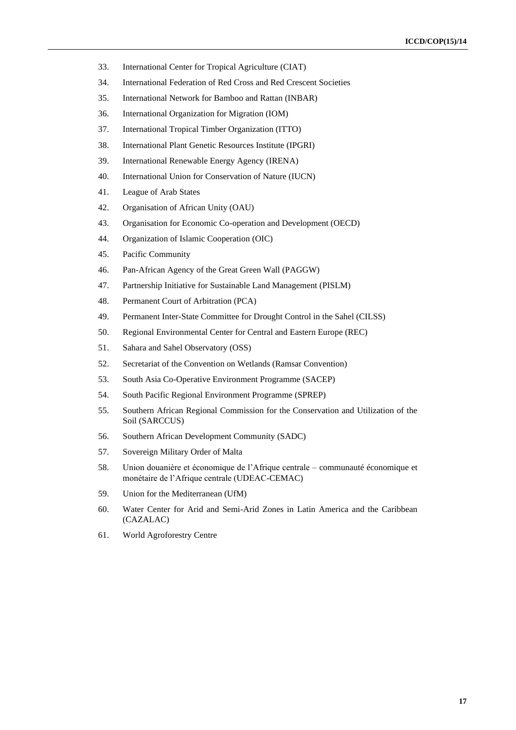33. International Center for Tropical Agriculture (CIAT)
34. International Federation of Red Cross and Red Crescent Societies
35. International Network for Bamboo and Rattan (INBAR)
36. International Organization for Migration (IOM)
37. International Tropical Timber Organization (ITTO)
38. International Plant Genetic Resources Institute (IPGRI)
39. International Renewable Energy Agency (IRENA)
40. International Union for Conservation of Nature (IUCN)
41. League of Arab States
42. Organisation of African Unity (OAU)
43. Organisation for Economic Co-operation and Development (OECD)
44. Organization of Islamic Cooperation (OIC)
45. Pacific Community
46. Pan-African Agency of the Great Green Wall (PAGGW)
47. Partnership Initiative for Sustainable Land Management (PISLM)
48. Permanent Court of Arbitration (PCA)
49. Permanent Inter-State Committee for Drought Control in the Sahel (CILSS)
50. Regional Environmental Center for Central and Eastern Europe (REC)
51. Sahara and Sahel Observatory (OSS)
52. Secretariat of the Convention on Wetlands (Ramsar Convention)
53. South Asia Co-Operative Environment Programme (SACEP)
54. South Pacific Regional Environment Programme (SPREP)
55. Southern African Regional Commission for the Conservation and Utilization of the Soil (SARCCUS)
56. Southern African Development Community (SADC)
57. Sovereign Military Order of Malta
58. Union douanière et économique de l'Afrique centrale – communauté économique et monétaire de l'Afrique centrale (UDEAC-CEMAC)
59. Union for the Mediterranean (UfM)
60. Water Center for Arid and Semi-Arid Zones in Latin America and the Caribbean (CAZALAC)
61. World Agroforestry Centre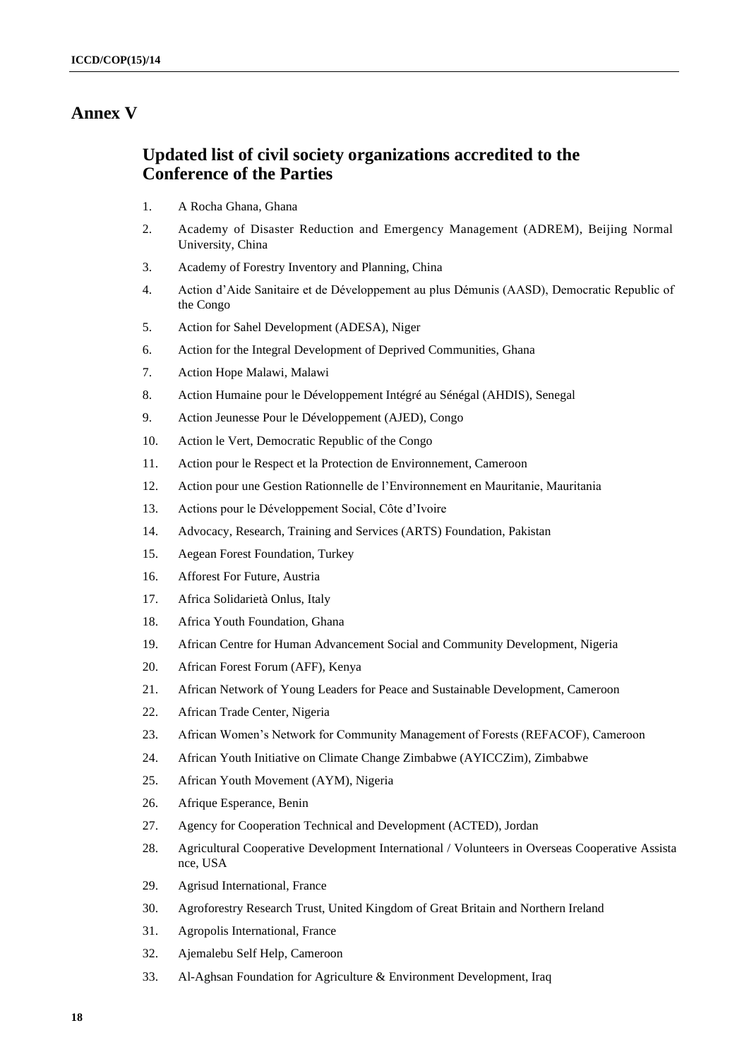# Annex V

## Updated list of civil society organizations accredited to the Conference of the Parties

1. A Rocha Ghana, Ghana
2. Academy of Disaster Reduction and Emergency Management (ADREM), Beijing Normal University, China
3. Academy of Forestry Inventory and Planning, China
4. Action d'Aide Sanitaire et de Développement au plus Démunis (AASD), Democratic Republic of the Congo
5. Action for Sahel Development (ADESA), Niger
6. Action for the Integral Development of Deprived Communities, Ghana
7. Action Hope Malawi, Malawi
8. Action Humaine pour le Développement Intégré au Sénégal (AHDIS), Senegal
9. Action Jeunesse Pour le Développement (AJED), Congo
10. Action le Vert, Democratic Republic of the Congo
11. Action pour le Respect et la Protection de Environnement, Cameroon
12. Action pour une Gestion Rationnelle de l'Environnement en Mauritanie, Mauritania
13. Actions pour le Développement Social, Côte d'Ivoire
14. Advocacy, Research, Training and Services (ARTS) Foundation, Pakistan
15. Aegean Forest Foundation, Turkey
16. Afforest For Future, Austria
17. Africa Solidarietà Onlus, Italy
18. Africa Youth Foundation, Ghana
19. African Centre for Human Advancement Social and Community Development, Nigeria
20. African Forest Forum (AFF), Kenya
21. African Network of Young Leaders for Peace and Sustainable Development, Cameroon
22. African Trade Center, Nigeria
23. African Women's Network for Community Management of Forests (REFACOF), Cameroon
24. African Youth Initiative on Climate Change Zimbabwe (AYICCZim), Zimbabwe
25. African Youth Movement (AYM), Nigeria
26. Afrique Esperance, Benin
27. Agency for Cooperation Technical and Development (ACTED), Jordan
28. Agricultural Cooperative Development International / Volunteers in Overseas Cooperative Assista nce, USA
29. Agrisud International, France
30. Agroforestry Research Trust, United Kingdom of Great Britain and Northern Ireland
31. Agropolis International, France
32. Ajemalebu Self Help, Cameroon
33. Al-Aghsan Foundation for Agriculture & Environment Development, Iraq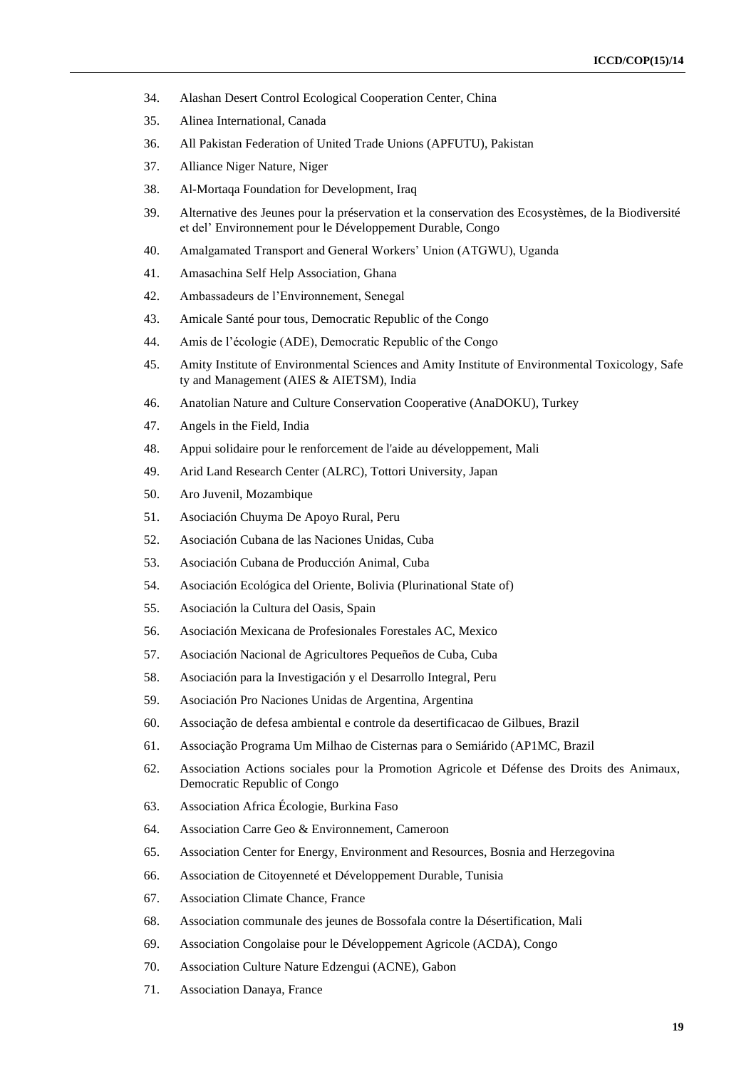34. Alashan Desert Control Ecological Cooperation Center, China
35. Alinea International, Canada
36. All Pakistan Federation of United Trade Unions (APFUTU), Pakistan
37. Alliance Niger Nature, Niger
38. Al-Mortaqa Foundation for Development, Iraq
39. Alternative des Jeunes pour la préservation et la conservation des Ecosystèmes, de la Biodiversité et del' Environnement pour le Développement Durable, Congo
40. Amalgamated Transport and General Workers' Union (ATGWU), Uganda
41. Amasachina Self Help Association, Ghana
42. Ambassadeurs de l'Environnement, Senegal
43. Amicale Santé pour tous, Democratic Republic of the Congo
44. Amis de l'écologie (ADE), Democratic Republic of the Congo
45. Amity Institute of Environmental Sciences and Amity Institute of Environmental Toxicology, Safe ty and Management (AIES & AIETSM), India
46. Anatolian Nature and Culture Conservation Cooperative (AnaDOKU), Turkey
47. Angels in the Field, India
48. Appui solidaire pour le renforcement de l'aide au développement, Mali
49. Arid Land Research Center (ALRC), Tottori University, Japan
50. Aro Juvenil, Mozambique
51. Asociación Chuyma De Apoyo Rural, Peru
52. Asociación Cubana de las Naciones Unidas, Cuba
53. Asociación Cubana de Producción Animal, Cuba
54. Asociación Ecológica del Oriente, Bolivia (Plurinational State of)
55. Asociación la Cultura del Oasis, Spain
56. Asociación Mexicana de Profesionales Forestales AC, Mexico
57. Asociación Nacional de Agricultores Pequeños de Cuba, Cuba
58. Asociación para la Investigación y el Desarrollo Integral, Peru
59. Asociación Pro Naciones Unidas de Argentina, Argentina
60. Associação de defesa ambiental e controle da desertificacao de Gilbues, Brazil
61. Associação Programa Um Milhao de Cisternas para o Semiárido (AP1MC, Brazil
62. Association Actions sociales pour la Promotion Agricole et Défense des Droits des Animaux, Democratic Republic of Congo
63. Association Africa Écologie, Burkina Faso
64. Association Carre Geo & Environnement, Cameroon
65. Association Center for Energy, Environment and Resources, Bosnia and Herzegovina
66. Association de Citoyenneté et Développement Durable, Tunisia
67. Association Climate Chance, France
68. Association communale des jeunes de Bossofala contre la Désertification, Mali
69. Association Congolaise pour le Développement Agricole (ACDA), Congo
70. Association Culture Nature Edzengui (ACNE), Gabon
71. Association Danaya, France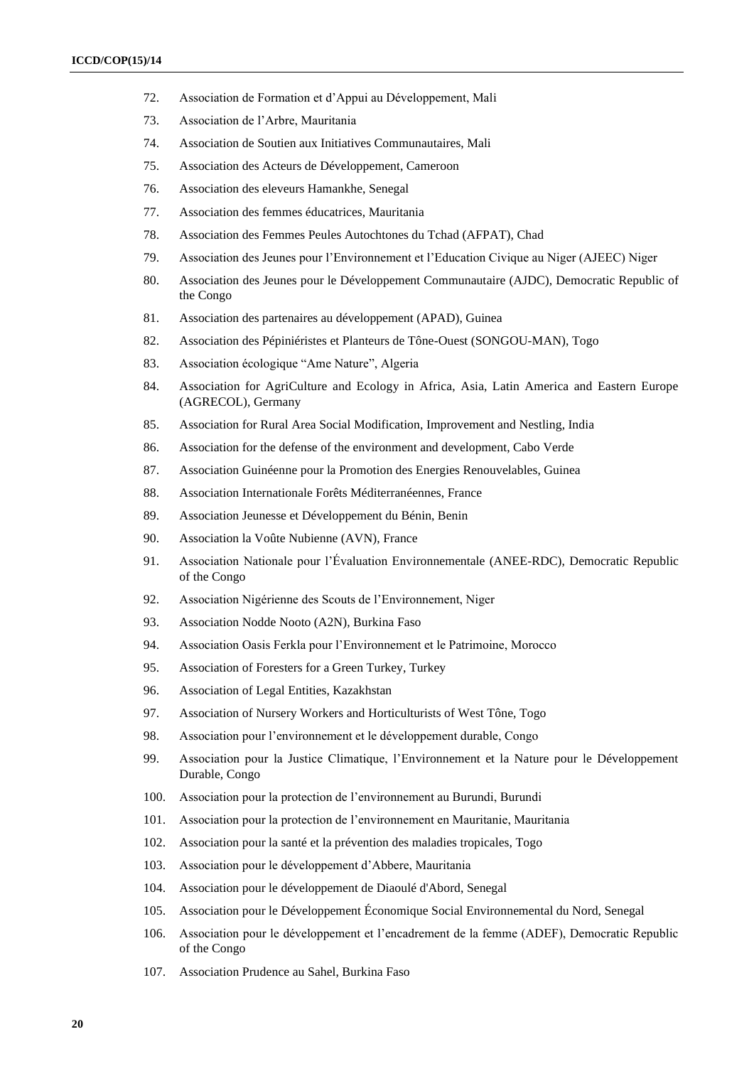72. Association de Formation et d'Appui au Développement, Mali
73. Association de l'Arbre, Mauritania
74. Association de Soutien aux Initiatives Communautaires, Mali
75. Association des Acteurs de Développement, Cameroon
76. Association des eleveurs Hamankhe, Senegal
77. Association des femmes éducatrices, Mauritania
78. Association des Femmes Peules Autochtones du Tchad (AFPAT), Chad
79. Association des Jeunes pour l'Environnement et l'Education Civique au Niger (AJEEC) Niger
80. Association des Jeunes pour le Développement Communautaire (AJDC), Democratic Republic of the Congo
81. Association des partenaires au développement (APAD), Guinea
82. Association des Pépiniéristes et Planteurs de Tône-Ouest (SONGOU-MAN), Togo
83. Association écologique "Ame Nature", Algeria
84. Association for AgriCulture and Ecology in Africa, Asia, Latin America and Eastern Europe (AGRECOL), Germany
85. Association for Rural Area Social Modification, Improvement and Nestling, India
86. Association for the defense of the environment and development, Cabo Verde
87. Association Guinéenne pour la Promotion des Energies Renouvelables, Guinea
88. Association Internationale Forêts Méditerranéennes, France
89. Association Jeunesse et Développement du Bénin, Benin
90. Association la Voûte Nubienne (AVN), France
91. Association Nationale pour l'Évaluation Environnementale (ANEE-RDC), Democratic Republic of the Congo
92. Association Nigérienne des Scouts de l'Environnement, Niger
93. Association Nodde Nooto (A2N), Burkina Faso
94. Association Oasis Ferkla pour l'Environnement et le Patrimoine, Morocco
95. Association of Foresters for a Green Turkey, Turkey
96. Association of Legal Entities, Kazakhstan
97. Association of Nursery Workers and Horticulturists of West Tône, Togo
98. Association pour l'environnement et le développement durable, Congo
99. Association pour la Justice Climatique, l'Environnement et la Nature pour le Développement Durable, Congo
100. Association pour la protection de l'environnement au Burundi, Burundi
101. Association pour la protection de l'environnement en Mauritanie, Mauritania
102. Association pour la santé et la prévention des maladies tropicales, Togo
103. Association pour le développement d'Abbere, Mauritania
104. Association pour le développement de Diaoulé d'Abord, Senegal
105. Association pour le Développement Économique Social Environnemental du Nord, Senegal
106. Association pour le développement et l'encadrement de la femme (ADEF), Democratic Republic of the Congo
107. Association Prudence au Sahel, Burkina Faso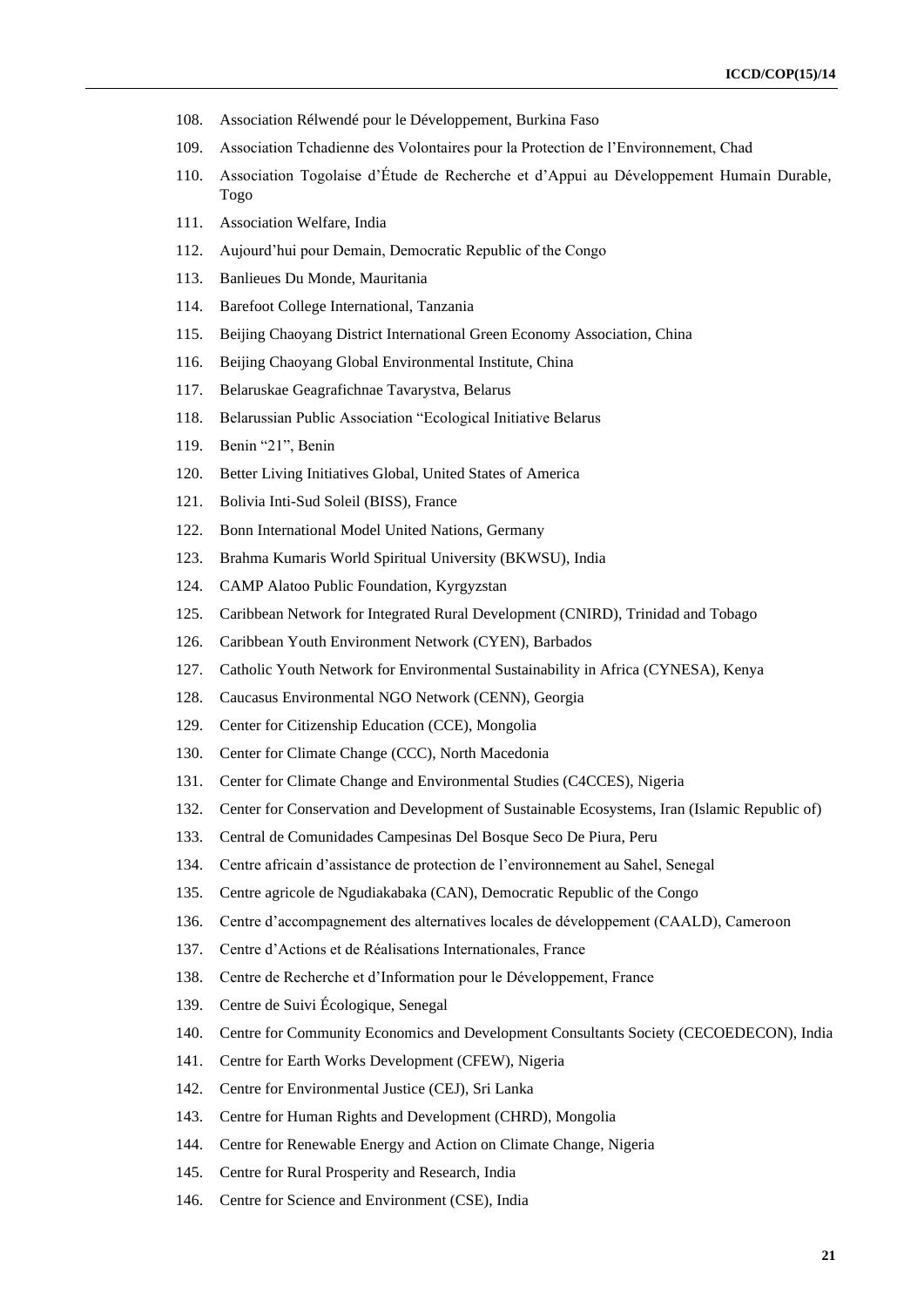108. Association Rélwendé pour le Développement, Burkina Faso
109. Association Tchadienne des Volontaires pour la Protection de l'Environnement, Chad
110. Association Togolaise d'Étude de Recherche et d'Appui au Développement Humain Durable, Togo
111. Association Welfare, India
112. Aujourd'hui pour Demain, Democratic Republic of the Congo
113. Banlieues Du Monde, Mauritania
114. Barefoot College International, Tanzania
115. Beijing Chaoyang District International Green Economy Association, China
116. Beijing Chaoyang Global Environmental Institute, China
117. Belaruskae Geagrafichnae Tavarystva, Belarus
118. Belarussian Public Association "Ecological Initiative Belarus
119. Benin "21", Benin
120. Better Living Initiatives Global, United States of America
121. Bolivia Inti-Sud Soleil (BISS), France
122. Bonn International Model United Nations, Germany
123. Brahma Kumaris World Spiritual University (BKWSU), India
124. CAMP Alatoo Public Foundation, Kyrgyzstan
125. Caribbean Network for Integrated Rural Development (CNIRD), Trinidad and Tobago
126. Caribbean Youth Environment Network (CYEN), Barbados
127. Catholic Youth Network for Environmental Sustainability in Africa (CYNESA), Kenya
128. Caucasus Environmental NGO Network (CENN), Georgia
129. Center for Citizenship Education (CCE), Mongolia
130. Center for Climate Change (CCC), North Macedonia
131. Center for Climate Change and Environmental Studies (C4CCES), Nigeria
132. Center for Conservation and Development of Sustainable Ecosystems, Iran (Islamic Republic of)
133. Central de Comunidades Campesinas Del Bosque Seco De Piura, Peru
134. Centre africain d'assistance de protection de l'environnement au Sahel, Senegal
135. Centre agricole de Ngudiakabaka (CAN), Democratic Republic of the Congo
136. Centre d'accompagnement des alternatives locales de développement (CAALD), Cameroon
137. Centre d'Actions et de Réalisations Internationales, France
138. Centre de Recherche et d'Information pour le Développement, France
139. Centre de Suivi Écologique, Senegal
140. Centre for Community Economics and Development Consultants Society (CECOEDECON), India
141. Centre for Earth Works Development (CFEW), Nigeria
142. Centre for Environmental Justice (CEJ), Sri Lanka
143. Centre for Human Rights and Development (CHRD), Mongolia
144. Centre for Renewable Energy and Action on Climate Change, Nigeria
145. Centre for Rural Prosperity and Research, India
146. Centre for Science and Environment (CSE), India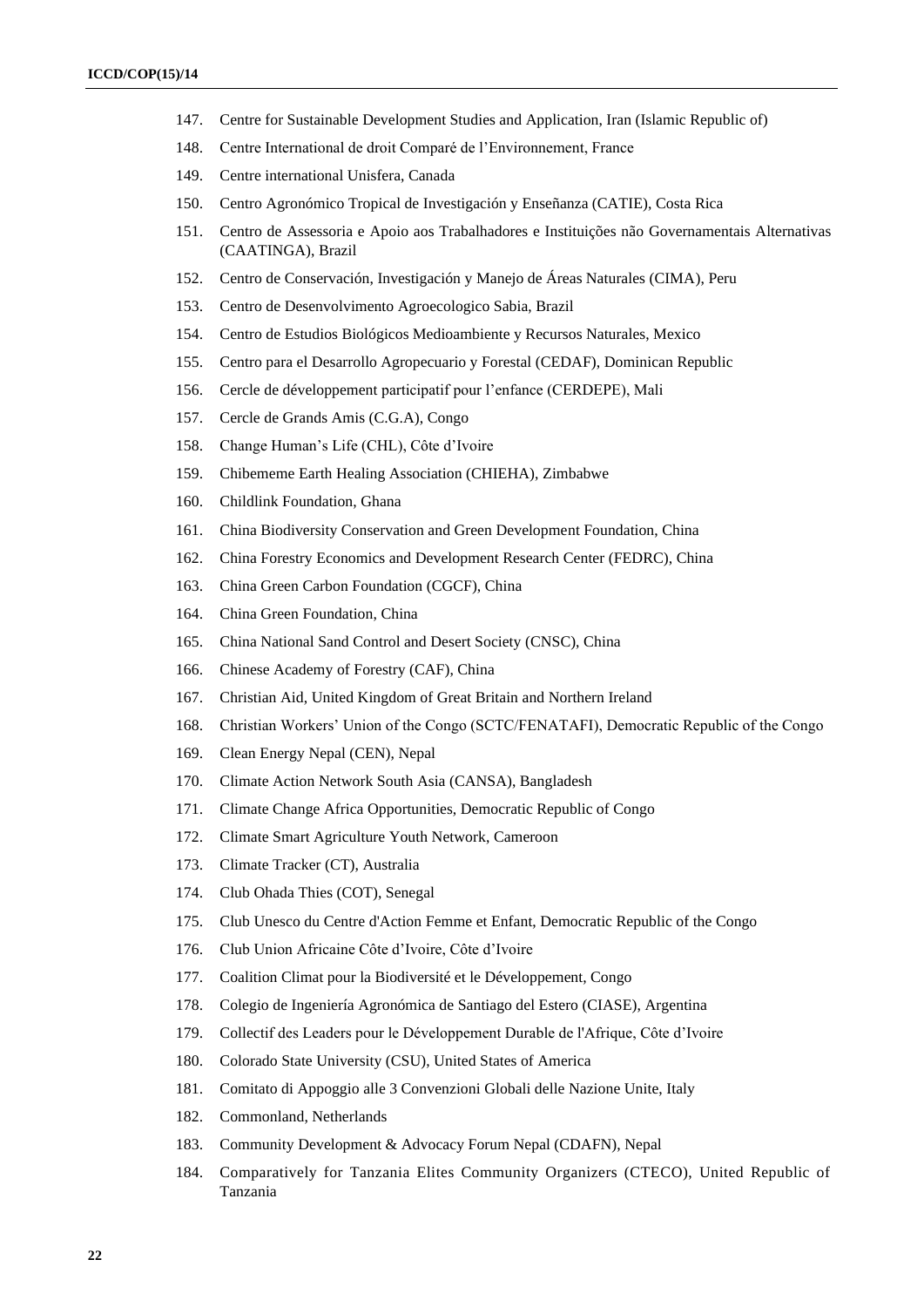147. Centre for Sustainable Development Studies and Application, Iran (Islamic Republic of)

148. Centre International de droit Comparé de l'Environnement, France

149. Centre international Unisfera, Canada

150. Centro Agronómico Tropical de Investigación y Enseñanza (CATIE), Costa Rica

151. Centro de Assessoria e Apoio aos Trabalhadores e Instituições não Governamentais Alternativas (CAATINGA), Brazil

152. Centro de Conservación, Investigación y Manejo de Áreas Naturales (CIMA), Peru

153. Centro de Desenvolvimento Agroecologico Sabia, Brazil

154. Centro de Estudios Biológicos Medioambiente y Recursos Naturales, Mexico

155. Centro para el Desarrollo Agropecuario y Forestal (CEDAF), Dominican Republic

156. Cercle de développement participatif pour l'enfance (CERDEPE), Mali

157. Cercle de Grands Amis (C.G.A), Congo

158. Change Human's Life (CHL), Côte d'Ivoire

159. Chibememe Earth Healing Association (CHIEHA), Zimbabwe

160. Childlink Foundation, Ghana

161. China Biodiversity Conservation and Green Development Foundation, China

162. China Forestry Economics and Development Research Center (FEDRC), China

163. China Green Carbon Foundation (CGCF), China

164. China Green Foundation, China

165. China National Sand Control and Desert Society (CNSC), China

166. Chinese Academy of Forestry (CAF), China

167. Christian Aid, United Kingdom of Great Britain and Northern Ireland

168. Christian Workers' Union of the Congo (SCTC/FENATAFI), Democratic Republic of the Congo

169. Clean Energy Nepal (CEN), Nepal

170. Climate Action Network South Asia (CANSA), Bangladesh

171. Climate Change Africa Opportunities, Democratic Republic of Congo

172. Climate Smart Agriculture Youth Network, Cameroon

173. Climate Tracker (CT), Australia

174. Club Ohada Thies (COT), Senegal

175. Club Unesco du Centre d'Action Femme et Enfant, Democratic Republic of the Congo

176. Club Union Africaine Côte d'Ivoire, Côte d'Ivoire

177. Coalition Climat pour la Biodiversité et le Développement, Congo

178. Colegio de Ingeniería Agronómica de Santiago del Estero (CIASE), Argentina

179. Collectif des Leaders pour le Développement Durable de l'Afrique, Côte d'Ivoire

180. Colorado State University (CSU), United States of America

181. Comitato di Appoggio alle 3 Convenzioni Globali delle Nazione Unite, Italy

182. Commonland, Netherlands

183. Community Development & Advocacy Forum Nepal (CDAFN), Nepal

184. Comparatively for Tanzania Elites Community Organizers (CTECO), United Republic of Tanzania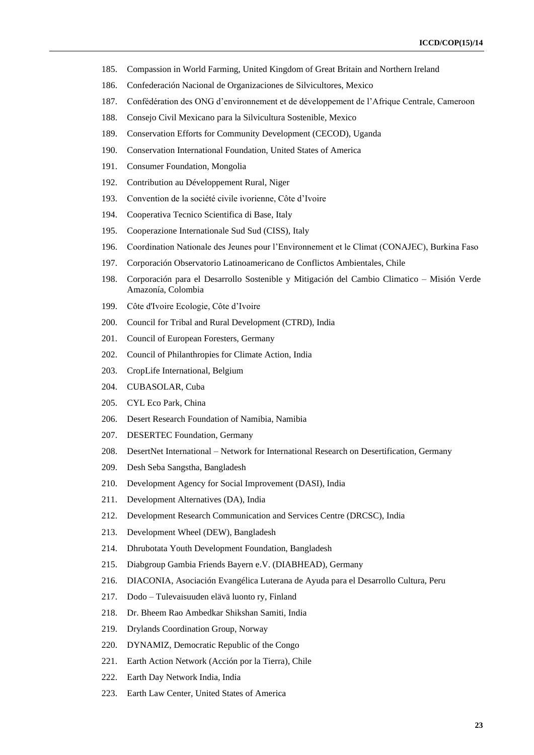185. Compassion in World Farming, United Kingdom of Great Britain and Northern Ireland

186. Confederación Nacional de Organizaciones de Silvicultores, Mexico

187. Confédération des ONG d'environnement et de développement de l'Afrique Centrale, Cameroon

188. Consejo Civil Mexicano para la Silvicultura Sostenible, Mexico

189. Conservation Efforts for Community Development (CECOD), Uganda

190. Conservation International Foundation, United States of America

191. Consumer Foundation, Mongolia

192. Contribution au Développement Rural, Niger

193. Convention de la société civile ivorienne, Côte d'Ivoire

194. Cooperativa Tecnico Scientifica di Base, Italy

195. Cooperazione Internationale Sud Sud (CISS), Italy

196. Coordination Nationale des Jeunes pour l'Environnement et le Climat (CONAJEC), Burkina Faso

197. Corporación Observatorio Latinoamericano de Conflictos Ambientales, Chile

198. Corporación para el Desarrollo Sostenible y Mitigación del Cambio Climatico – Misión Verde Amazonía, Colombia

199. Côte d'Ivoire Ecologie, Côte d'Ivoire

200. Council for Tribal and Rural Development (CTRD), India

201. Council of European Foresters, Germany

202. Council of Philanthropies for Climate Action, India

203. CropLife International, Belgium

204. CUBASOLAR, Cuba

205. CYL Eco Park, China

206. Desert Research Foundation of Namibia, Namibia

207. DESERTEC Foundation, Germany

208. DesertNet International – Network for International Research on Desertification, Germany

209. Desh Seba Sangstha, Bangladesh

210. Development Agency for Social Improvement (DASI), India

211. Development Alternatives (DA), India

212. Development Research Communication and Services Centre (DRCSC), India

213. Development Wheel (DEW), Bangladesh

214. Dhrubotata Youth Development Foundation, Bangladesh

215. Diabgroup Gambia Friends Bayern e.V. (DIABHEAD), Germany

216. DIACONIA, Asociación Evangélica Luterana de Ayuda para el Desarrollo Cultura, Peru

217. Dodo – Tulevaisuuden elävä luonto ry, Finland

218. Dr. Bheem Rao Ambedkar Shikshan Samiti, India

219. Drylands Coordination Group, Norway

220. DYNAMIZ, Democratic Republic of the Congo

221. Earth Action Network (Acción por la Tierra), Chile

222. Earth Day Network India, India

223. Earth Law Center, United States of America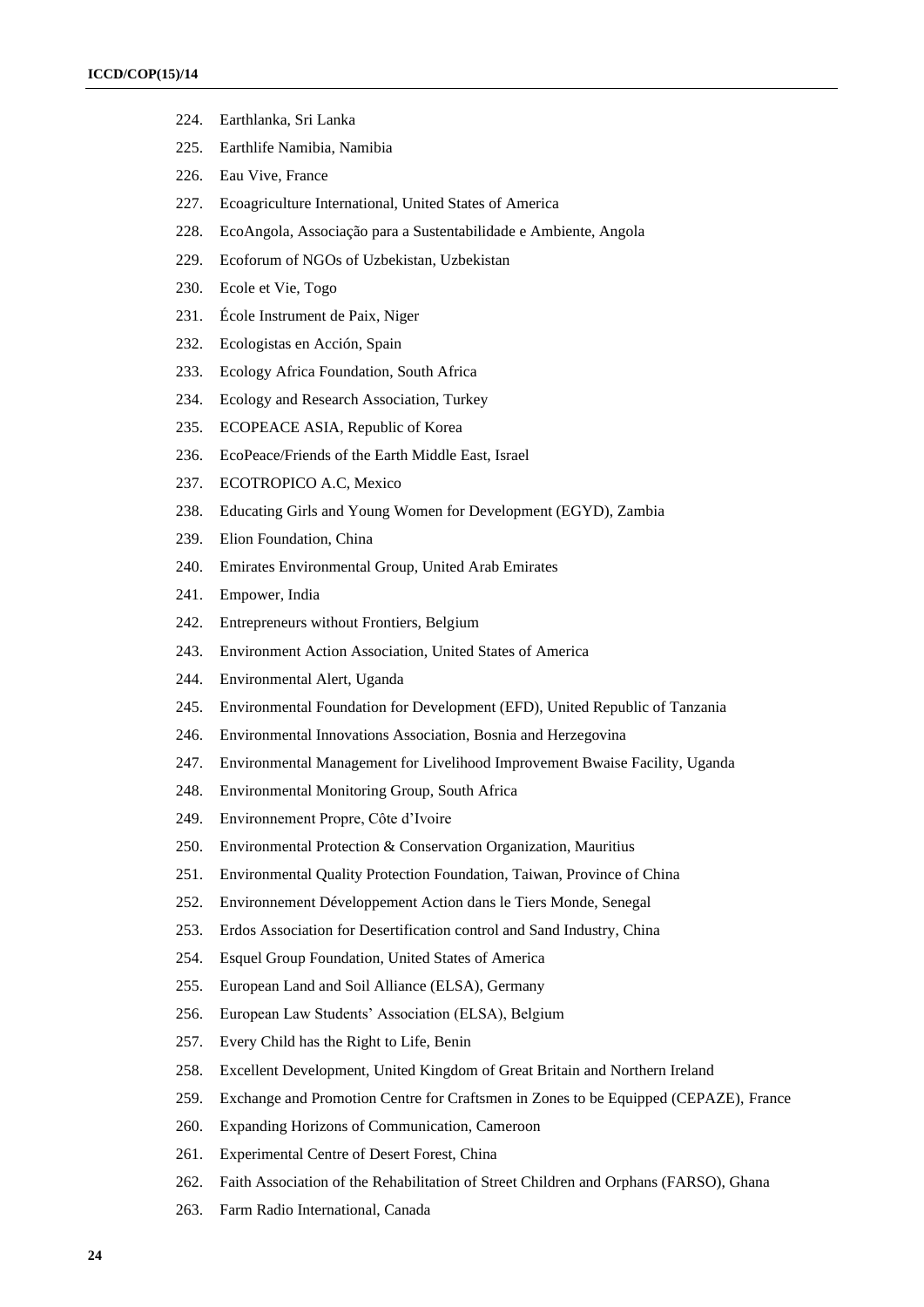224. Earthlanka, Sri Lanka
225. Earthlife Namibia, Namibia
226. Eau Vive, France
227. Ecoagriculture International, United States of America
228. EcoAngola, Associação para a Sustentabilidade e Ambiente, Angola
229. Ecoforum of NGOs of Uzbekistan, Uzbekistan
230. Ecole et Vie, Togo
231. École Instrument de Paix, Niger
232. Ecologistas en Acción, Spain
233. Ecology Africa Foundation, South Africa
234. Ecology and Research Association, Turkey
235. ECOPEACE ASIA, Republic of Korea
236. EcoPeace/Friends of the Earth Middle East, Israel
237. ECOTROPICO A.C, Mexico
238. Educating Girls and Young Women for Development (EGYD), Zambia
239. Elion Foundation, China
240. Emirates Environmental Group, United Arab Emirates
241. Empower, India
242. Entrepreneurs without Frontiers, Belgium
243. Environment Action Association, United States of America
244. Environmental Alert, Uganda
245. Environmental Foundation for Development (EFD), United Republic of Tanzania
246. Environmental Innovations Association, Bosnia and Herzegovina
247. Environmental Management for Livelihood Improvement Bwaise Facility, Uganda
248. Environmental Monitoring Group, South Africa
249. Environnement Propre, Côte d'Ivoire
250. Environmental Protection & Conservation Organization, Mauritius
251. Environmental Quality Protection Foundation, Taiwan, Province of China
252. Environnement Développement Action dans le Tiers Monde, Senegal
253. Erdos Association for Desertification control and Sand Industry, China
254. Esquel Group Foundation, United States of America
255. European Land and Soil Alliance (ELSA), Germany
256. European Law Students' Association (ELSA), Belgium
257. Every Child has the Right to Life, Benin
258. Excellent Development, United Kingdom of Great Britain and Northern Ireland
259. Exchange and Promotion Centre for Craftsmen in Zones to be Equipped (CEPAZE), France
260. Expanding Horizons of Communication, Cameroon
261. Experimental Centre of Desert Forest, China
262. Faith Association of the Rehabilitation of Street Children and Orphans (FARSO), Ghana
263. Farm Radio International, Canada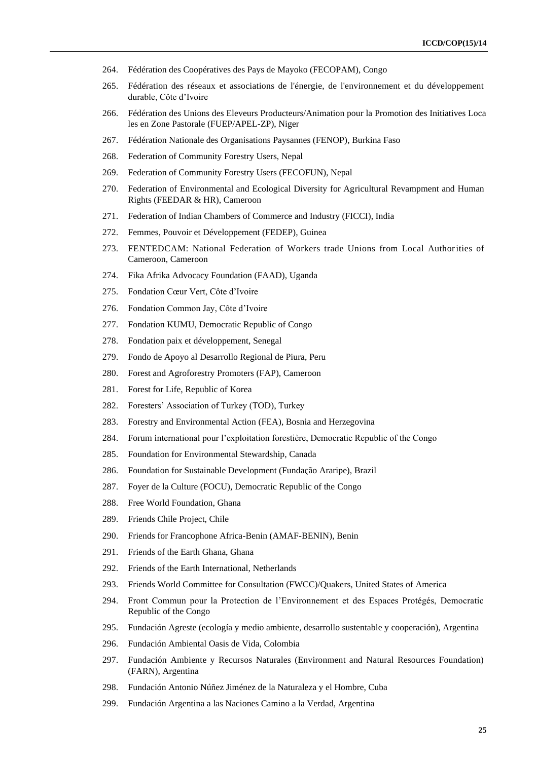264. Fédération des Coopératives des Pays de Mayoko (FECOPAM), Congo

265. Fédération des réseaux et associations de l'énergie, de l'environnement et du développement durable, Côte d'Ivoire

266. Fédération des Unions des Eleveurs Producteurs/Animation pour la Promotion des Initiatives Loca les en Zone Pastorale (FUEP/APEL-ZP), Niger

267. Fédération Nationale des Organisations Paysannes (FENOP), Burkina Faso

268. Federation of Community Forestry Users, Nepal

269. Federation of Community Forestry Users (FECOFUN), Nepal

270. Federation of Environmental and Ecological Diversity for Agricultural Revampment and Human Rights (FEEDAR & HR), Cameroon

271. Federation of Indian Chambers of Commerce and Industry (FICCI), India

272. Femmes, Pouvoir et Développement (FEDEP), Guinea

273. FENTEDCAM: National Federation of Workers trade Unions from Local Authorities of Cameroon, Cameroon

274. Fika Afrika Advocacy Foundation (FAAD), Uganda

275. Fondation Cœur Vert, Côte d'Ivoire

276. Fondation Common Jay, Côte d'Ivoire

277. Fondation KUMU, Democratic Republic of Congo

278. Fondation paix et développement, Senegal

279. Fondo de Apoyo al Desarrollo Regional de Piura, Peru

280. Forest and Agroforestry Promoters (FAP), Cameroon

281. Forest for Life, Republic of Korea

282. Foresters' Association of Turkey (TOD), Turkey

283. Forestry and Environmental Action (FEA), Bosnia and Herzegovina

284. Forum international pour l'exploitation forestière, Democratic Republic of the Congo

285. Foundation for Environmental Stewardship, Canada

286. Foundation for Sustainable Development (Fundação Araripe), Brazil

287. Foyer de la Culture (FOCU), Democratic Republic of the Congo

288. Free World Foundation, Ghana

289. Friends Chile Project, Chile

290. Friends for Francophone Africa-Benin (AMAF-BENIN), Benin

291. Friends of the Earth Ghana, Ghana

292. Friends of the Earth International, Netherlands

293. Friends World Committee for Consultation (FWCC)/Quakers, United States of America

294. Front Commun pour la Protection de l'Environnement et des Espaces Protégés, Democratic Republic of the Congo

295. Fundación Agreste (ecología y medio ambiente, desarrollo sustentable y cooperación), Argentina

296. Fundación Ambiental Oasis de Vida, Colombia

297. Fundación Ambiente y Recursos Naturales (Environment and Natural Resources Foundation) (FARN), Argentina

298. Fundación Antonio Núñez Jiménez de la Naturaleza y el Hombre, Cuba

299. Fundación Argentina a las Naciones Camino a la Verdad, Argentina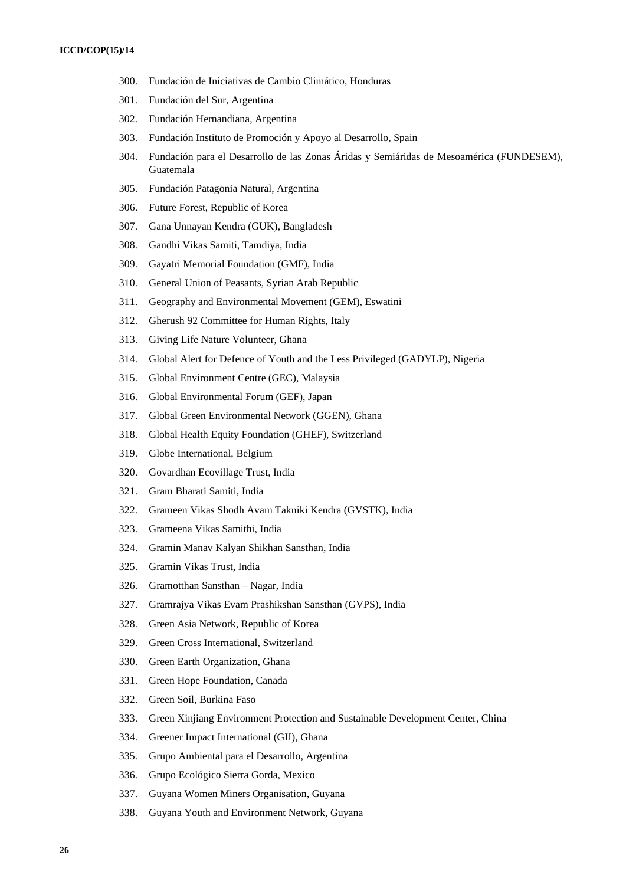300. Fundación de Iniciativas de Cambio Climático, Honduras
301. Fundación del Sur, Argentina
302. Fundación Hernandiana, Argentina
303. Fundación Instituto de Promoción y Apoyo al Desarrollo, Spain
304. Fundación para el Desarrollo de las Zonas Áridas y Semiáridas de Mesoamérica (FUNDESEM), Guatemala
305. Fundación Patagonia Natural, Argentina
306. Future Forest, Republic of Korea
307. Gana Unnayan Kendra (GUK), Bangladesh
308. Gandhi Vikas Samiti, Tamdiya, India
309. Gayatri Memorial Foundation (GMF), India
310. General Union of Peasants, Syrian Arab Republic
311. Geography and Environmental Movement (GEM), Eswatini
312. Gherush 92 Committee for Human Rights, Italy
313. Giving Life Nature Volunteer, Ghana
314. Global Alert for Defence of Youth and the Less Privileged (GADYLP), Nigeria
315. Global Environment Centre (GEC), Malaysia
316. Global Environmental Forum (GEF), Japan
317. Global Green Environmental Network (GGEN), Ghana
318. Global Health Equity Foundation (GHEF), Switzerland
319. Globe International, Belgium
320. Govardhan Ecovillage Trust, India
321. Gram Bharati Samiti, India
322. Grameen Vikas Shodh Avam Takniki Kendra (GVSTK), India
323. Grameena Vikas Samithi, India
324. Gramin Manav Kalyan Shikhan Sansthan, India
325. Gramin Vikas Trust, India
326. Gramotthan Sansthan – Nagar, India
327. Gramrajya Vikas Evam Prashikshan Sansthan (GVPS), India
328. Green Asia Network, Republic of Korea
329. Green Cross International, Switzerland
330. Green Earth Organization, Ghana
331. Green Hope Foundation, Canada
332. Green Soil, Burkina Faso
333. Green Xinjiang Environment Protection and Sustainable Development Center, China
334. Greener Impact International (GII), Ghana
335. Grupo Ambiental para el Desarrollo, Argentina
336. Grupo Ecológico Sierra Gorda, Mexico
337. Guyana Women Miners Organisation, Guyana
338. Guyana Youth and Environment Network, Guyana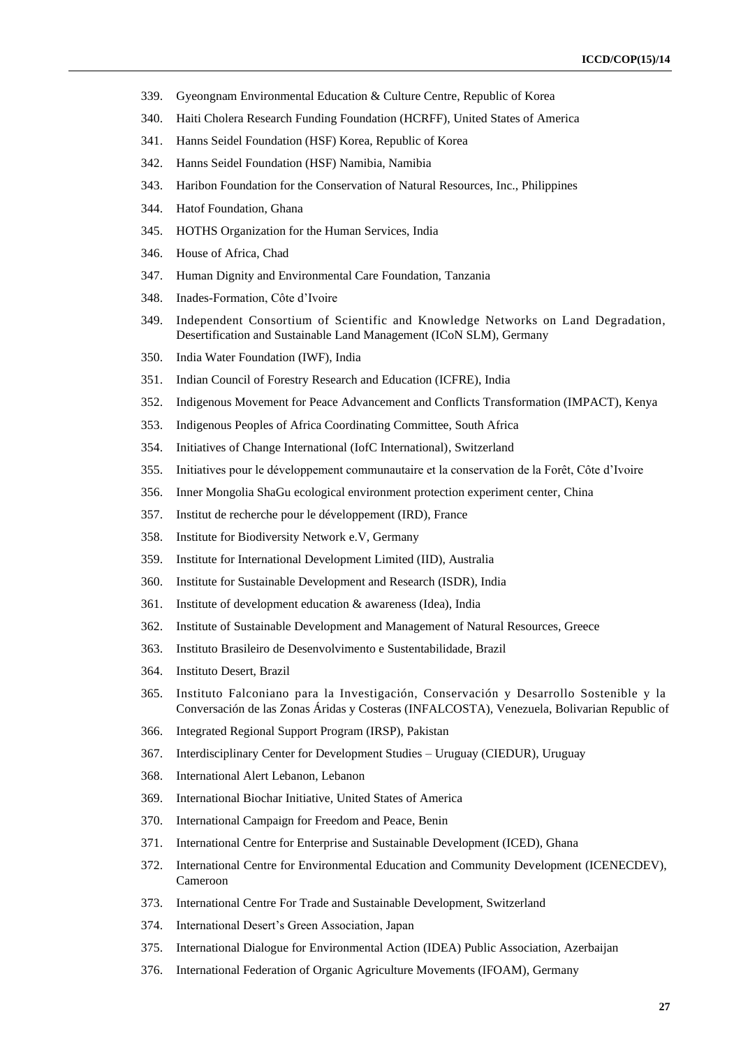339. Gyeongnam Environmental Education & Culture Centre, Republic of Korea

340. Haiti Cholera Research Funding Foundation (HCRFF), United States of America

341. Hanns Seidel Foundation (HSF) Korea, Republic of Korea

342. Hanns Seidel Foundation (HSF) Namibia, Namibia

343. Haribon Foundation for the Conservation of Natural Resources, Inc., Philippines

344. Hatof Foundation, Ghana

345. HOTHS Organization for the Human Services, India

346. House of Africa, Chad

347. Human Dignity and Environmental Care Foundation, Tanzania

348. Inades-Formation, Côte d'Ivoire

349. Independent Consortium of Scientific and Knowledge Networks on Land Degradation, Desertification and Sustainable Land Management (ICoN SLM), Germany

350. India Water Foundation (IWF), India

351. Indian Council of Forestry Research and Education (ICFRE), India

352. Indigenous Movement for Peace Advancement and Conflicts Transformation (IMPACT), Kenya

353. Indigenous Peoples of Africa Coordinating Committee, South Africa

354. Initiatives of Change International (IofC International), Switzerland

355. Initiatives pour le développement communautaire et la conservation de la Forêt, Côte d'Ivoire

356. Inner Mongolia ShaGu ecological environment protection experiment center, China

357. Institut de recherche pour le développement (IRD), France

358. Institute for Biodiversity Network e.V, Germany

359. Institute for International Development Limited (IID), Australia

360. Institute for Sustainable Development and Research (ISDR), India

361. Institute of development education & awareness (Idea), India

362. Institute of Sustainable Development and Management of Natural Resources, Greece

363. Instituto Brasileiro de Desenvolvimento e Sustentabilidade, Brazil

364. Instituto Desert, Brazil

365. Instituto Falconiano para la Investigación, Conservación y Desarrollo Sostenible y la Conversación de las Zonas Áridas y Costeras (INFALCOSTA), Venezuela, Bolivarian Republic of

366. Integrated Regional Support Program (IRSP), Pakistan

367. Interdisciplinary Center for Development Studies – Uruguay (CIEDUR), Uruguay

368. International Alert Lebanon, Lebanon

369. International Biochar Initiative, United States of America

370. International Campaign for Freedom and Peace, Benin

371. International Centre for Enterprise and Sustainable Development (ICED), Ghana

372. International Centre for Environmental Education and Community Development (ICENECDEV), Cameroon

373. International Centre For Trade and Sustainable Development, Switzerland

374. International Desert's Green Association, Japan

375. International Dialogue for Environmental Action (IDEA) Public Association, Azerbaijan

376. International Federation of Organic Agriculture Movements (IFOAM), Germany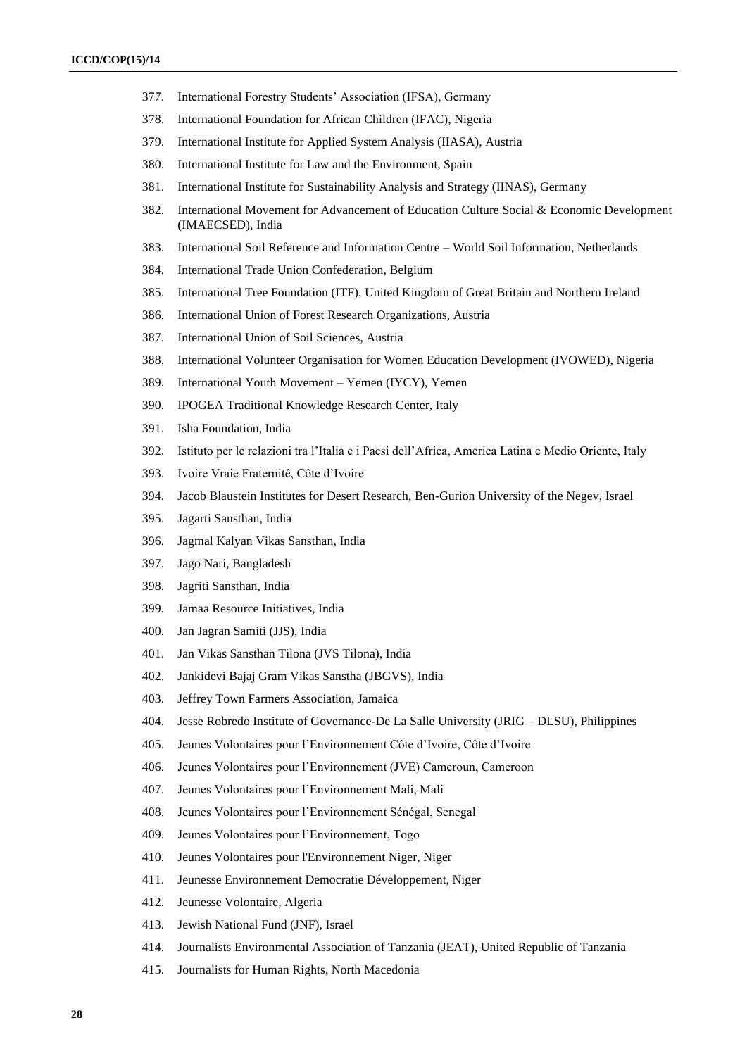377. International Forestry Students' Association (IFSA), Germany
378. International Foundation for African Children (IFAC), Nigeria
379. International Institute for Applied System Analysis (IIASA), Austria
380. International Institute for Law and the Environment, Spain
381. International Institute for Sustainability Analysis and Strategy (IINAS), Germany
382. International Movement for Advancement of Education Culture Social & Economic Development (IMAECSED), India
383. International Soil Reference and Information Centre – World Soil Information, Netherlands
384. International Trade Union Confederation, Belgium
385. International Tree Foundation (ITF), United Kingdom of Great Britain and Northern Ireland
386. International Union of Forest Research Organizations, Austria
387. International Union of Soil Sciences, Austria
388. International Volunteer Organisation for Women Education Development (IVOWED), Nigeria
389. International Youth Movement – Yemen (IYCY), Yemen
390. IPOGEA Traditional Knowledge Research Center, Italy
391. Isha Foundation, India
392. Istituto per le relazioni tra l'Italia e i Paesi dell'Africa, America Latina e Medio Oriente, Italy
393. Ivoire Vraie Fraternité, Côte d'Ivoire
394. Jacob Blaustein Institutes for Desert Research, Ben-Gurion University of the Negev, Israel
395. Jagarti Sansthan, India
396. Jagmal Kalyan Vikas Sansthan, India
397. Jago Nari, Bangladesh
398. Jagriti Sansthan, India
399. Jamaa Resource Initiatives, India
400. Jan Jagran Samiti (JJS), India
401. Jan Vikas Sansthan Tilona (JVS Tilona), India
402. Jankidevi Bajaj Gram Vikas Sanstha (JBGVS), India
403. Jeffrey Town Farmers Association, Jamaica
404. Jesse Robredo Institute of Governance-De La Salle University (JRIG – DLSU), Philippines
405. Jeunes Volontaires pour l'Environnement Côte d'Ivoire, Côte d'Ivoire
406. Jeunes Volontaires pour l'Environnement (JVE) Cameroun, Cameroon
407. Jeunes Volontaires pour l'Environnement Mali, Mali
408. Jeunes Volontaires pour l'Environnement Sénégal, Senegal
409. Jeunes Volontaires pour l'Environnement, Togo
410. Jeunes Volontaires pour l'Environnement Niger, Niger
411. Jeunesse Environnement Democratie Développement, Niger
412. Jeunesse Volontaire, Algeria
413. Jewish National Fund (JNF), Israel
414. Journalists Environmental Association of Tanzania (JEAT), United Republic of Tanzania
415. Journalists for Human Rights, North Macedonia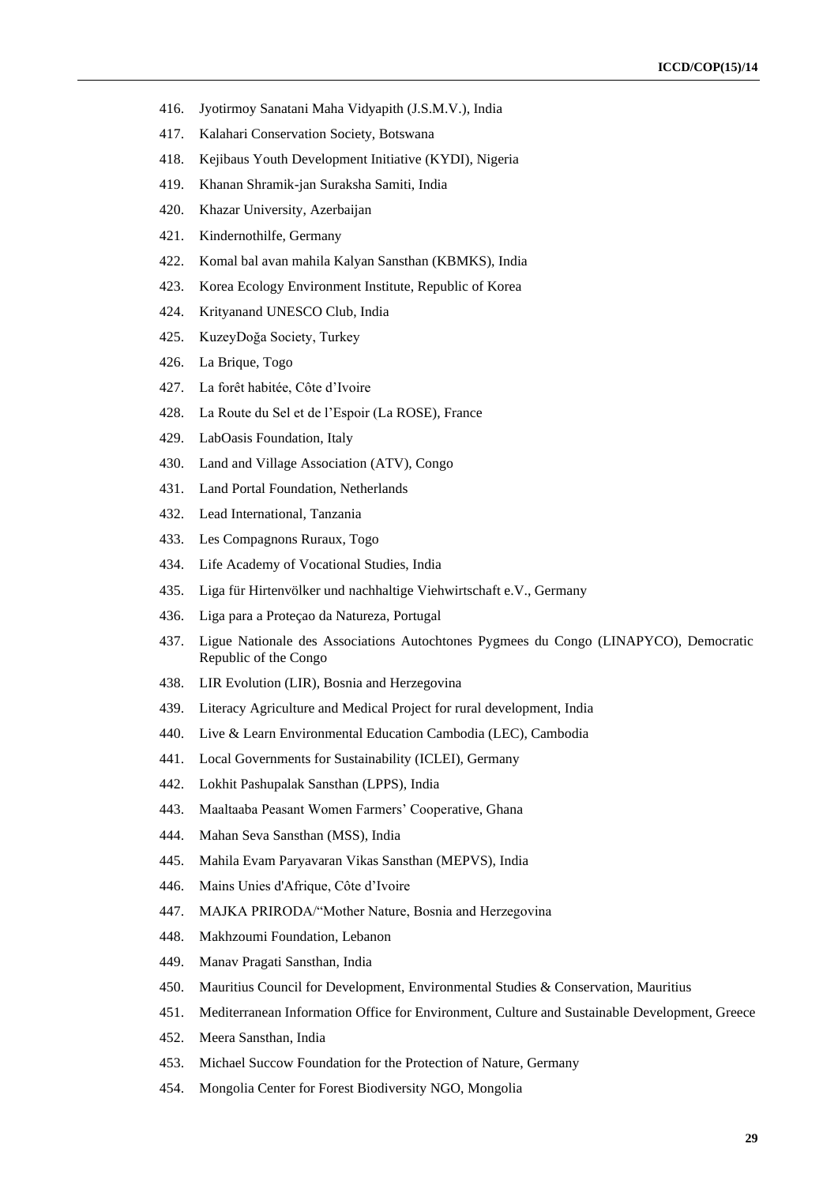416. Jyotirmoy Sanatani Maha Vidyapith (J.S.M.V.), India
417. Kalahari Conservation Society, Botswana
418. Kejibaus Youth Development Initiative (KYDI), Nigeria
419. Khanan Shramik-jan Suraksha Samiti, India
420. Khazar University, Azerbaijan
421. Kindernothilfe, Germany
422. Komal bal avan mahila Kalyan Sansthan (KBMKS), India
423. Korea Ecology Environment Institute, Republic of Korea
424. Krityanand UNESCO Club, India
425. KuzeyDoğa Society, Turkey
426. La Brique, Togo
427. La forêt habitée, Côte d'Ivoire
428. La Route du Sel et de l'Espoir (La ROSE), France
429. LabOasis Foundation, Italy
430. Land and Village Association (ATV), Congo
431. Land Portal Foundation, Netherlands
432. Lead International, Tanzania
433. Les Compagnons Ruraux, Togo
434. Life Academy of Vocational Studies, India
435. Liga für Hirtenvölker und nachhaltige Viehwirtschaft e.V., Germany
436. Liga para a Proteçao da Natureza, Portugal
437. Ligue Nationale des Associations Autochtones Pygmees du Congo (LINAPYCO), Democratic Republic of the Congo
438. LIR Evolution (LIR), Bosnia and Herzegovina
439. Literacy Agriculture and Medical Project for rural development, India
440. Live & Learn Environmental Education Cambodia (LEC), Cambodia
441. Local Governments for Sustainability (ICLEI), Germany
442. Lokhit Pashupalak Sansthan (LPPS), India
443. Maaltaaba Peasant Women Farmers' Cooperative, Ghana
444. Mahan Seva Sansthan (MSS), India
445. Mahila Evam Paryavaran Vikas Sansthan (MEPVS), India
446. Mains Unies d'Afrique, Côte d'Ivoire
447. MAJKA PRIRODA/"Mother Nature, Bosnia and Herzegovina
448. Makhzoumi Foundation, Lebanon
449. Manav Pragati Sansthan, India
450. Mauritius Council for Development, Environmental Studies & Conservation, Mauritius
451. Mediterranean Information Office for Environment, Culture and Sustainable Development, Greece
452. Meera Sansthan, India
453. Michael Succow Foundation for the Protection of Nature, Germany
454. Mongolia Center for Forest Biodiversity NGO, Mongolia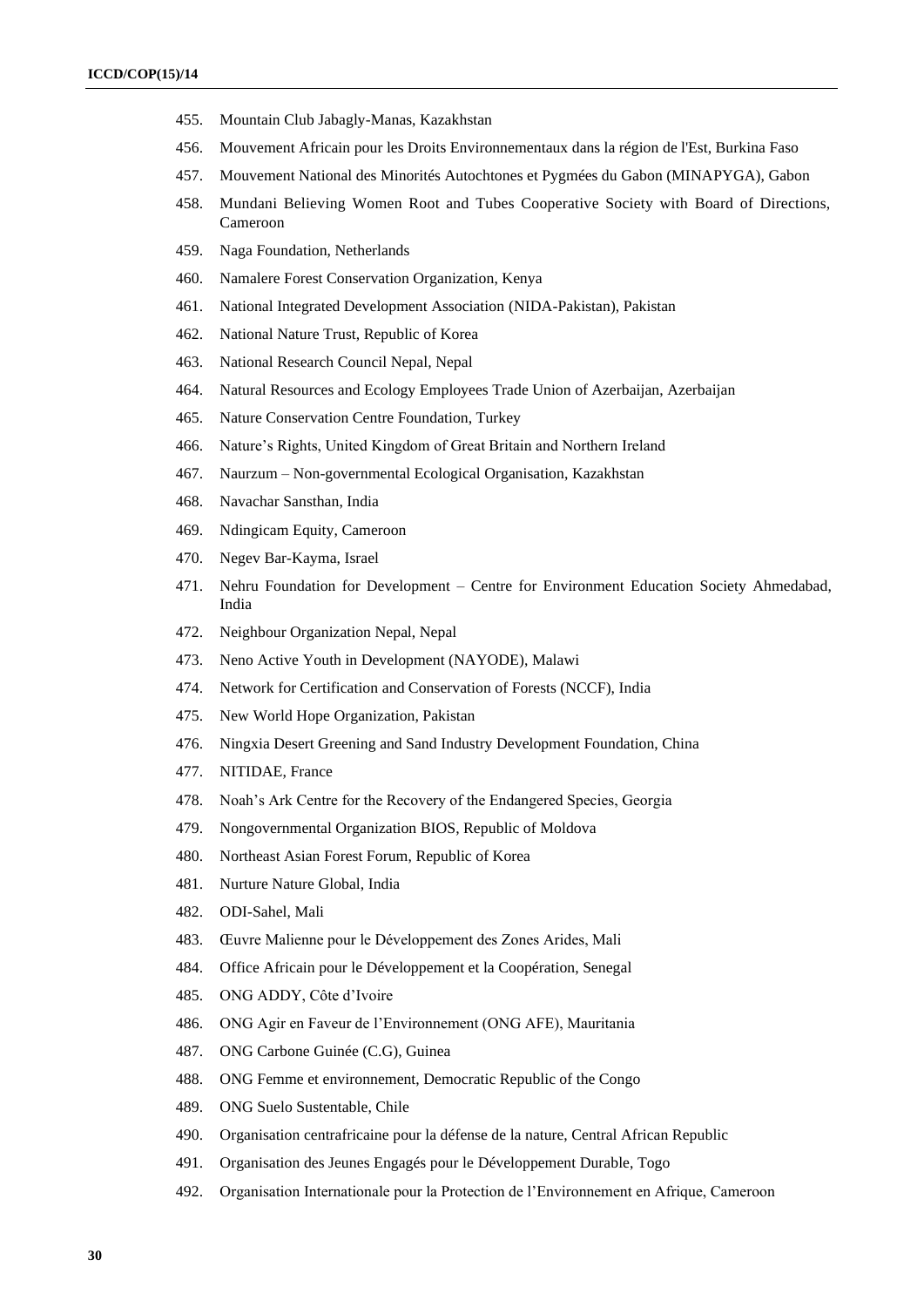455. Mountain Club Jabagly-Manas, Kazakhstan

456. Mouvement Africain pour les Droits Environnementaux dans la région de l'Est, Burkina Faso

457. Mouvement National des Minorités Autochtones et Pygmées du Gabon (MINAPYGA), Gabon

458. Mundani Believing Women Root and Tubes Cooperative Society with Board of Directions, Cameroon

459. Naga Foundation, Netherlands

460. Namalere Forest Conservation Organization, Kenya

461. National Integrated Development Association (NIDA-Pakistan), Pakistan

462. National Nature Trust, Republic of Korea

463. National Research Council Nepal, Nepal

464. Natural Resources and Ecology Employees Trade Union of Azerbaijan, Azerbaijan

465. Nature Conservation Centre Foundation, Turkey

466. Nature's Rights, United Kingdom of Great Britain and Northern Ireland

467. Naurzum – Non-governmental Ecological Organisation, Kazakhstan

468. Navachar Sansthan, India

469. Ndingicam Equity, Cameroon

470. Negev Bar-Kayma, Israel

471. Nehru Foundation for Development – Centre for Environment Education Society Ahmedabad, India

472. Neighbour Organization Nepal, Nepal

473. Neno Active Youth in Development (NAYODE), Malawi

474. Network for Certification and Conservation of Forests (NCCF), India

475. New World Hope Organization, Pakistan

476. Ningxia Desert Greening and Sand Industry Development Foundation, China

477. NITIDAE, France

478. Noah's Ark Centre for the Recovery of the Endangered Species, Georgia

479. Nongovernmental Organization BIOS, Republic of Moldova

480. Northeast Asian Forest Forum, Republic of Korea

481. Nurture Nature Global, India

482. ODI-Sahel, Mali

483. Œuvre Malienne pour le Développement des Zones Arides, Mali

484. Office Africain pour le Développement et la Coopération, Senegal

485. ONG ADDY, Côte d'Ivoire

486. ONG Agir en Faveur de l'Environnement (ONG AFE), Mauritania

487. ONG Carbone Guinée (C.G), Guinea

488. ONG Femme et environnement, Democratic Republic of the Congo

489. ONG Suelo Sustentable, Chile

490. Organisation centrafricaine pour la défense de la nature, Central African Republic

491. Organisation des Jeunes Engagés pour le Développement Durable, Togo

492. Organisation Internationale pour la Protection de l'Environnement en Afrique, Cameroon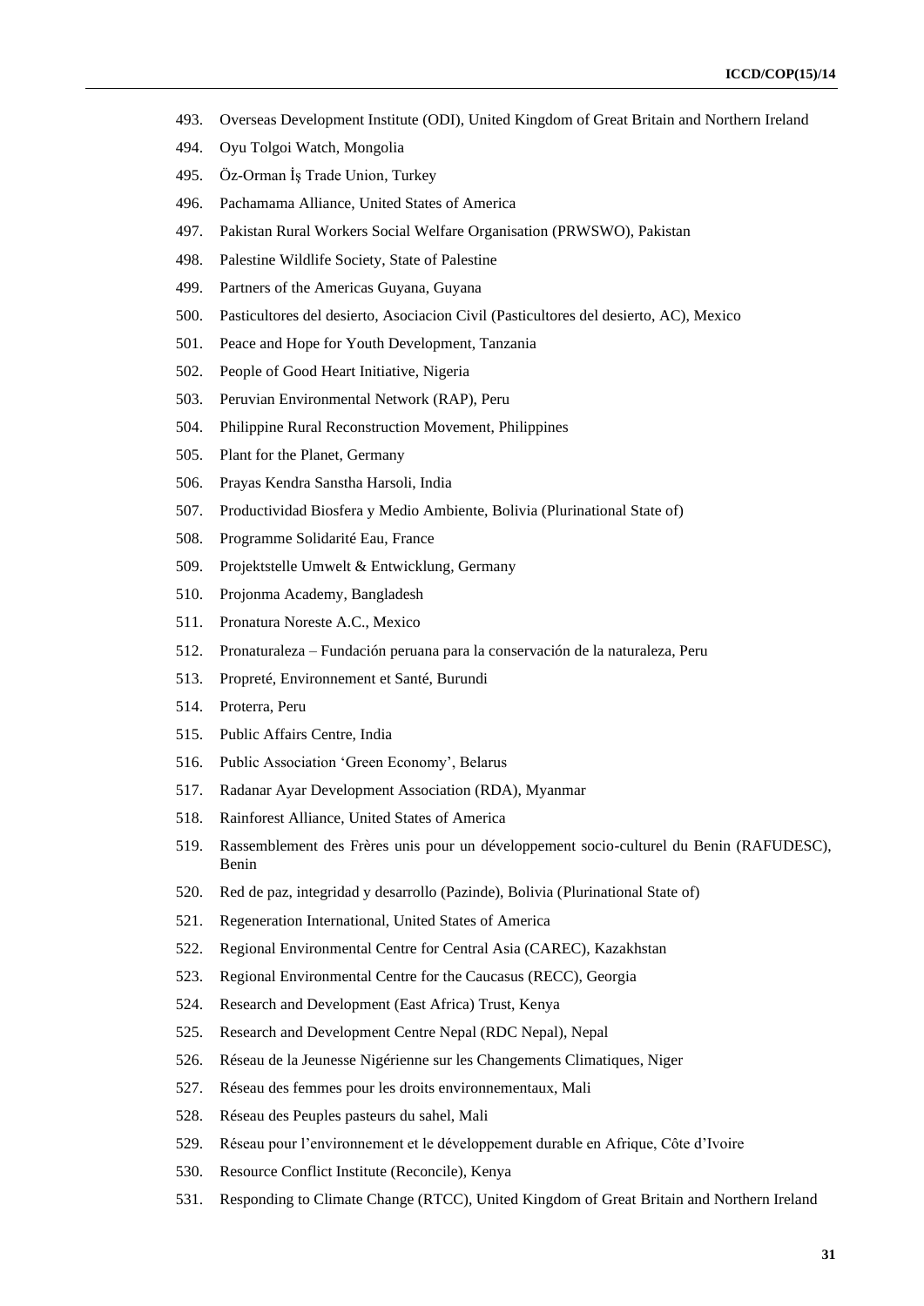493. Overseas Development Institute (ODI), United Kingdom of Great Britain and Northern Ireland
494. Oyu Tolgoi Watch, Mongolia
495. Öz-Orman İş Trade Union, Turkey
496. Pachamama Alliance, United States of America
497. Pakistan Rural Workers Social Welfare Organisation (PRWSWO), Pakistan
498. Palestine Wildlife Society, State of Palestine
499. Partners of the Americas Guyana, Guyana
500. Pasticultores del desierto, Asociacion Civil (Pasticultores del desierto, AC), Mexico
501. Peace and Hope for Youth Development, Tanzania
502. People of Good Heart Initiative, Nigeria
503. Peruvian Environmental Network (RAP), Peru
504. Philippine Rural Reconstruction Movement, Philippines
505. Plant for the Planet, Germany
506. Prayas Kendra Sanstha Harsoli, India
507. Productividad Biosfera y Medio Ambiente, Bolivia (Plurinational State of)
508. Programme Solidarité Eau, France
509. Projektstelle Umwelt & Entwicklung, Germany
510. Projonma Academy, Bangladesh
511. Pronatura Noreste A.C., Mexico
512. Pronaturaleza – Fundación peruana para la conservación de la naturaleza, Peru
513. Propreté, Environnement et Santé, Burundi
514. Proterra, Peru
515. Public Affairs Centre, India
516. Public Association 'Green Economy', Belarus
517. Radanar Ayar Development Association (RDA), Myanmar
518. Rainforest Alliance, United States of America
519. Rassemblement des Frères unis pour un développement socio-culturel du Benin (RAFUDESC), Benin
520. Red de paz, integridad y desarrollo (Pazinde), Bolivia (Plurinational State of)
521. Regeneration International, United States of America
522. Regional Environmental Centre for Central Asia (CAREC), Kazakhstan
523. Regional Environmental Centre for the Caucasus (RECC), Georgia
524. Research and Development (East Africa) Trust, Kenya
525. Research and Development Centre Nepal (RDC Nepal), Nepal
526. Réseau de la Jeunesse Nigérienne sur les Changements Climatiques, Niger
527. Réseau des femmes pour les droits environnementaux, Mali
528. Réseau des Peuples pasteurs du sahel, Mali
529. Réseau pour l'environnement et le développement durable en Afrique, Côte d'Ivoire
530. Resource Conflict Institute (Reconcile), Kenya
531. Responding to Climate Change (RTCC), United Kingdom of Great Britain and Northern Ireland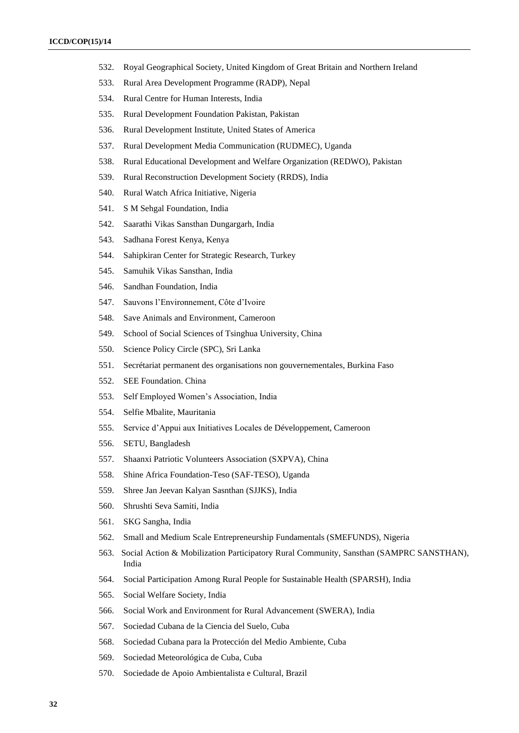532. Royal Geographical Society, United Kingdom of Great Britain and Northern Ireland
533. Rural Area Development Programme (RADP), Nepal
534. Rural Centre for Human Interests, India
535. Rural Development Foundation Pakistan, Pakistan
536. Rural Development Institute, United States of America
537. Rural Development Media Communication (RUDMEC), Uganda
538. Rural Educational Development and Welfare Organization (REDWO), Pakistan
539. Rural Reconstruction Development Society (RRDS), India
540. Rural Watch Africa Initiative, Nigeria
541. S M Sehgal Foundation, India
542. Saarathi Vikas Sansthan Dungargarh, India
543. Sadhana Forest Kenya, Kenya
544. Sahipkiran Center for Strategic Research, Turkey
545. Samuhik Vikas Sansthan, India
546. Sandhan Foundation, India
547. Sauvons l'Environnement, Côte d'Ivoire
548. Save Animals and Environment, Cameroon
549. School of Social Sciences of Tsinghua University, China
550. Science Policy Circle (SPC), Sri Lanka
551. Secrétariat permanent des organisations non gouvernementales, Burkina Faso
552. SEE Foundation. China
553. Self Employed Women's Association, India
554. Selfie Mbalite, Mauritania
555. Service d'Appui aux Initiatives Locales de Développement, Cameroon
556. SETU, Bangladesh
557. Shaanxi Patriotic Volunteers Association (SXPVA), China
558. Shine Africa Foundation-Teso (SAF-TESO), Uganda
559. Shree Jan Jeevan Kalyan Sasnthan (SJJKS), India
560. Shrushti Seva Samiti, India
561. SKG Sangha, India
562. Small and Medium Scale Entrepreneurship Fundamentals (SMEFUNDS), Nigeria
563. Social Action & Mobilization Participatory Rural Community, Sansthan (SAMPRC SANSTHAN), India
564. Social Participation Among Rural People for Sustainable Health (SPARSH), India
565. Social Welfare Society, India
566. Social Work and Environment for Rural Advancement (SWERA), India
567. Sociedad Cubana de la Ciencia del Suelo, Cuba
568. Sociedad Cubana para la Protección del Medio Ambiente, Cuba
569. Sociedad Meteorológica de Cuba, Cuba
570. Sociedade de Apoio Ambientalista e Cultural, Brazil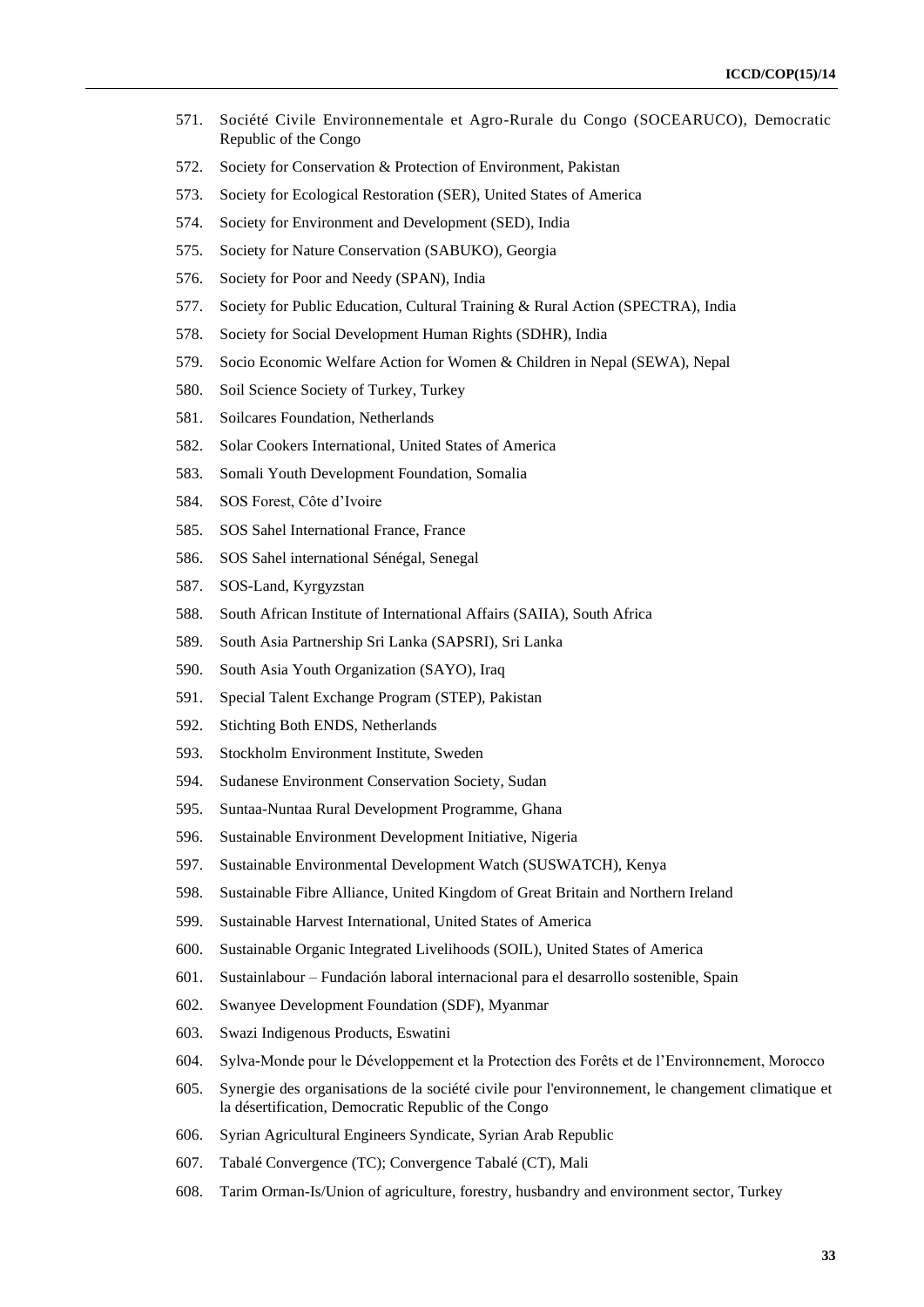571. Société Civile Environnementale et Agro-Rurale du Congo (SOCEARUCO), Democratic Republic of the Congo
572. Society for Conservation & Protection of Environment, Pakistan
573. Society for Ecological Restoration (SER), United States of America
574. Society for Environment and Development (SED), India
575. Society for Nature Conservation (SABUKO), Georgia
576. Society for Poor and Needy (SPAN), India
577. Society for Public Education, Cultural Training & Rural Action (SPECTRA), India
578. Society for Social Development Human Rights (SDHR), India
579. Socio Economic Welfare Action for Women & Children in Nepal (SEWA), Nepal
580. Soil Science Society of Turkey, Turkey
581. Soilcares Foundation, Netherlands
582. Solar Cookers International, United States of America
583. Somali Youth Development Foundation, Somalia
584. SOS Forest, Côte d'Ivoire
585. SOS Sahel International France, France
586. SOS Sahel international Sénégal, Senegal
587. SOS-Land, Kyrgyzstan
588. South African Institute of International Affairs (SAIIA), South Africa
589. South Asia Partnership Sri Lanka (SAPSRI), Sri Lanka
590. South Asia Youth Organization (SAYO), Iraq
591. Special Talent Exchange Program (STEP), Pakistan
592. Stichting Both ENDS, Netherlands
593. Stockholm Environment Institute, Sweden
594. Sudanese Environment Conservation Society, Sudan
595. Suntaa-Nuntaa Rural Development Programme, Ghana
596. Sustainable Environment Development Initiative, Nigeria
597. Sustainable Environmental Development Watch (SUSWATCH), Kenya
598. Sustainable Fibre Alliance, United Kingdom of Great Britain and Northern Ireland
599. Sustainable Harvest International, United States of America
600. Sustainable Organic Integrated Livelihoods (SOIL), United States of America
601. Sustainlabour – Fundación laboral internacional para el desarrollo sostenible, Spain
602. Swanyee Development Foundation (SDF), Myanmar
603. Swazi Indigenous Products, Eswatini
604. Sylva-Monde pour le Développement et la Protection des Forêts et de l'Environnement, Morocco
605. Synergie des organisations de la société civile pour l'environnement, le changement climatique et la désertification, Democratic Republic of the Congo
606. Syrian Agricultural Engineers Syndicate, Syrian Arab Republic
607. Tabalé Convergence (TC); Convergence Tabalé (CT), Mali
608. Tarim Orman-Is/Union of agriculture, forestry, husbandry and environment sector, Turkey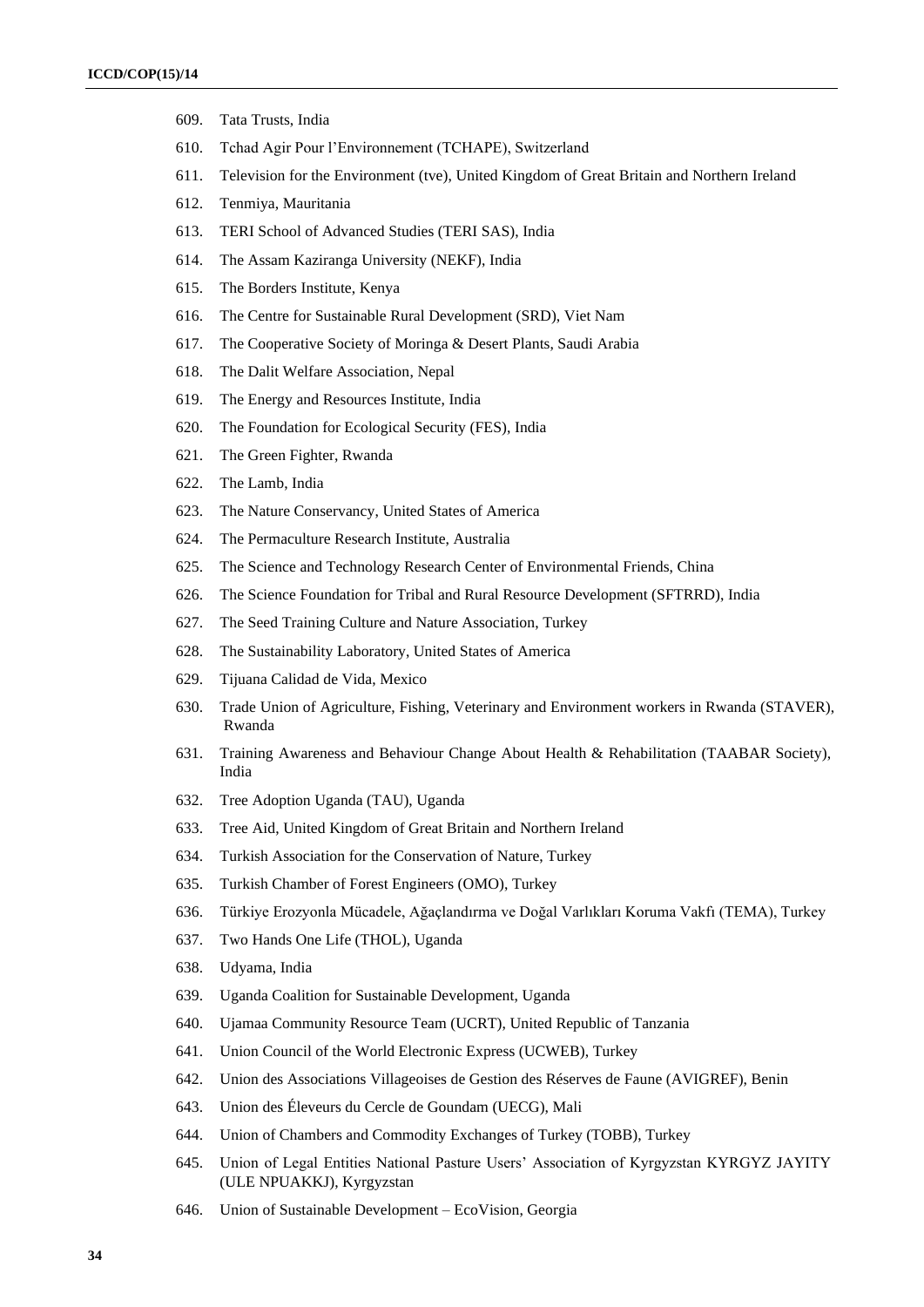609. Tata Trusts, India
610. Tchad Agir Pour l'Environnement (TCHAPE), Switzerland
611. Television for the Environment (tve), United Kingdom of Great Britain and Northern Ireland
612. Tenmiya, Mauritania
613. TERI School of Advanced Studies (TERI SAS), India
614. The Assam Kaziranga University (NEKF), India
615. The Borders Institute, Kenya
616. The Centre for Sustainable Rural Development (SRD), Viet Nam
617. The Cooperative Society of Moringa & Desert Plants, Saudi Arabia
618. The Dalit Welfare Association, Nepal
619. The Energy and Resources Institute, India
620. The Foundation for Ecological Security (FES), India
621. The Green Fighter, Rwanda
622. The Lamb, India
623. The Nature Conservancy, United States of America
624. The Permaculture Research Institute, Australia
625. The Science and Technology Research Center of Environmental Friends, China
626. The Science Foundation for Tribal and Rural Resource Development (SFTRRD), India
627. The Seed Training Culture and Nature Association, Turkey
628. The Sustainability Laboratory, United States of America
629. Tijuana Calidad de Vida, Mexico
630. Trade Union of Agriculture, Fishing, Veterinary and Environment workers in Rwanda (STAVER), Rwanda
631. Training Awareness and Behaviour Change About Health & Rehabilitation (TAABAR Society), India
632. Tree Adoption Uganda (TAU), Uganda
633. Tree Aid, United Kingdom of Great Britain and Northern Ireland
634. Turkish Association for the Conservation of Nature, Turkey
635. Turkish Chamber of Forest Engineers (OMO), Turkey
636. Türkiye Erozyonla Mücadele, Ağaçlandırma ve Doğal Varlıkları Koruma Vakfı (TEMA), Turkey
637. Two Hands One Life (THOL), Uganda
638. Udyama, India
639. Uganda Coalition for Sustainable Development, Uganda
640. Ujamaa Community Resource Team (UCRT), United Republic of Tanzania
641. Union Council of the World Electronic Express (UCWEB), Turkey
642. Union des Associations Villageoises de Gestion des Réserves de Faune (AVIGREF), Benin
643. Union des Éleveurs du Cercle de Goundam (UECG), Mali
644. Union of Chambers and Commodity Exchanges of Turkey (TOBB), Turkey
645. Union of Legal Entities National Pasture Users' Association of Kyrgyzstan KYRGYZ JAYITY (ULE NPUAKKJ), Kyrgyzstan
646. Union of Sustainable Development – EcoVision, Georgia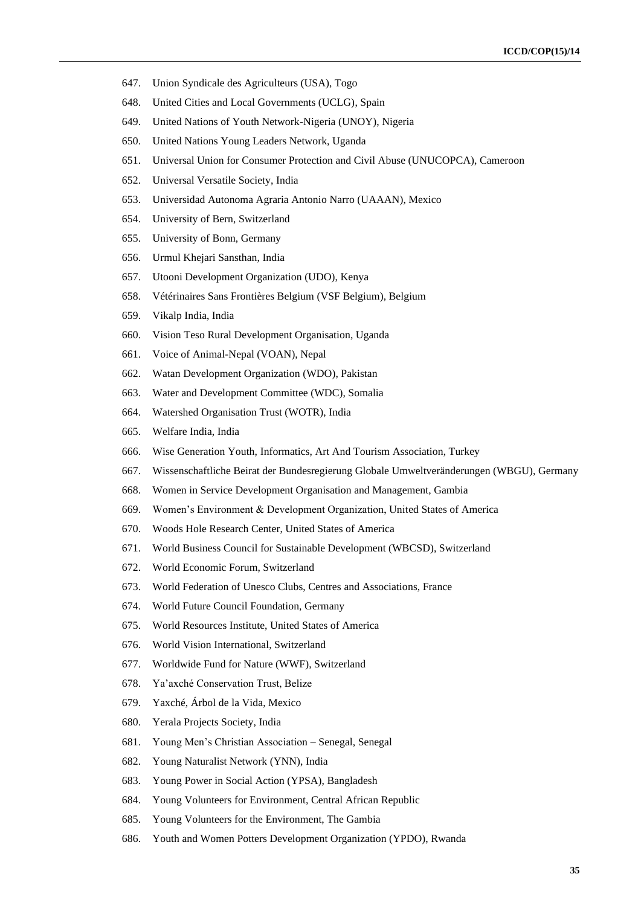647. Union Syndicale des Agriculteurs (USA), Togo
648. United Cities and Local Governments (UCLG), Spain
649. United Nations of Youth Network-Nigeria (UNOY), Nigeria
650. United Nations Young Leaders Network, Uganda
651. Universal Union for Consumer Protection and Civil Abuse (UNUCOPCA), Cameroon
652. Universal Versatile Society, India
653. Universidad Autonoma Agraria Antonio Narro (UAAAN), Mexico
654. University of Bern, Switzerland
655. University of Bonn, Germany
656. Urmul Khejari Sansthan, India
657. Utooni Development Organization (UDO), Kenya
658. Vétérinaires Sans Frontières Belgium (VSF Belgium), Belgium
659. Vikalp India, India
660. Vision Teso Rural Development Organisation, Uganda
661. Voice of Animal-Nepal (VOAN), Nepal
662. Watan Development Organization (WDO), Pakistan
663. Water and Development Committee (WDC), Somalia
664. Watershed Organisation Trust (WOTR), India
665. Welfare India, India
666. Wise Generation Youth, Informatics, Art And Tourism Association, Turkey
667. Wissenschaftliche Beirat der Bundesregierung Globale Umweltveränderungen (WBGU), Germany
668. Women in Service Development Organisation and Management, Gambia
669. Women's Environment & Development Organization, United States of America
670. Woods Hole Research Center, United States of America
671. World Business Council for Sustainable Development (WBCSD), Switzerland
672. World Economic Forum, Switzerland
673. World Federation of Unesco Clubs, Centres and Associations, France
674. World Future Council Foundation, Germany
675. World Resources Institute, United States of America
676. World Vision International, Switzerland
677. Worldwide Fund for Nature (WWF), Switzerland
678. Ya'axché Conservation Trust, Belize
679. Yaxché, Árbol de la Vida, Mexico
680. Yerala Projects Society, India
681. Young Men's Christian Association – Senegal, Senegal
682. Young Naturalist Network (YNN), India
683. Young Power in Social Action (YPSA), Bangladesh
684. Young Volunteers for Environment, Central African Republic
685. Young Volunteers for the Environment, The Gambia
686. Youth and Women Potters Development Organization (YPDO), Rwanda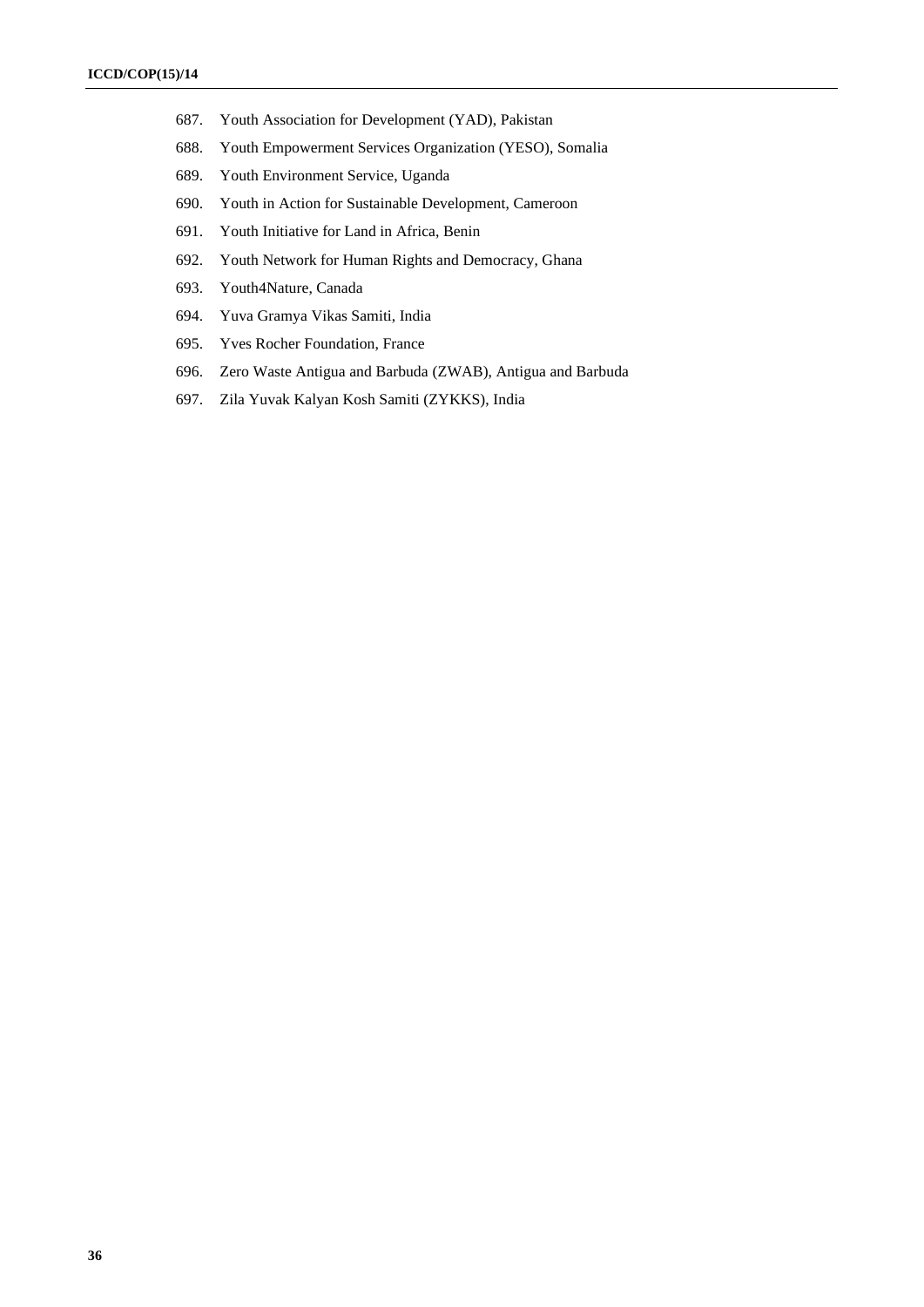687. Youth Association for Development (YAD), Pakistan
688. Youth Empowerment Services Organization (YESO), Somalia
689. Youth Environment Service, Uganda
690. Youth in Action for Sustainable Development, Cameroon
691. Youth Initiative for Land in Africa, Benin
692. Youth Network for Human Rights and Democracy, Ghana
693. Youth4Nature, Canada
694. Yuva Gramya Vikas Samiti, India
695. Yves Rocher Foundation, France
696. Zero Waste Antigua and Barbuda (ZWAB), Antigua and Barbuda
697. Zila Yuvak Kalyan Kosh Samiti (ZYKKS), India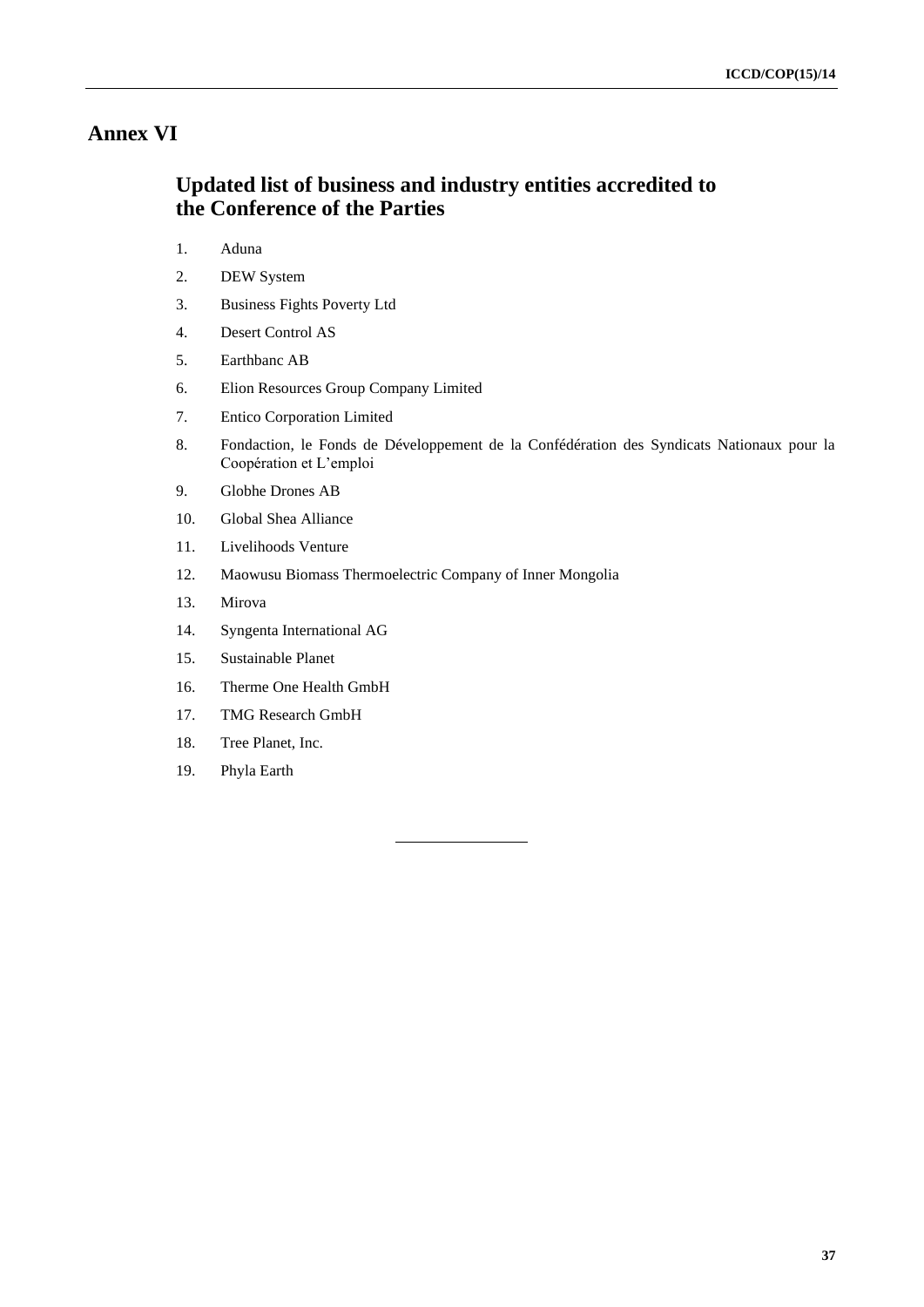# Annex VI

## Updated list of business and industry entities accredited to the Conference of the Parties

1. Aduna
2. DEW System
3. Business Fights Poverty Ltd
4. Desert Control AS
5. Earthbanc AB
6. Elion Resources Group Company Limited
7. Entico Corporation Limited
8. Fondaction, le Fonds de Développement de la Confédération des Syndicats Nationaux pour la Coopération et L'emploi
9. Globhe Drones AB
10. Global Shea Alliance
11. Livelihoods Venture
12. Maowusu Biomass Thermoelectric Company of Inner Mongolia
13. Mirova
14. Syngenta International AG
15. Sustainable Planet
16. Therme One Health GmbH
17. TMG Research GmbH
18. Tree Planet, Inc.
19. Phyla Earth